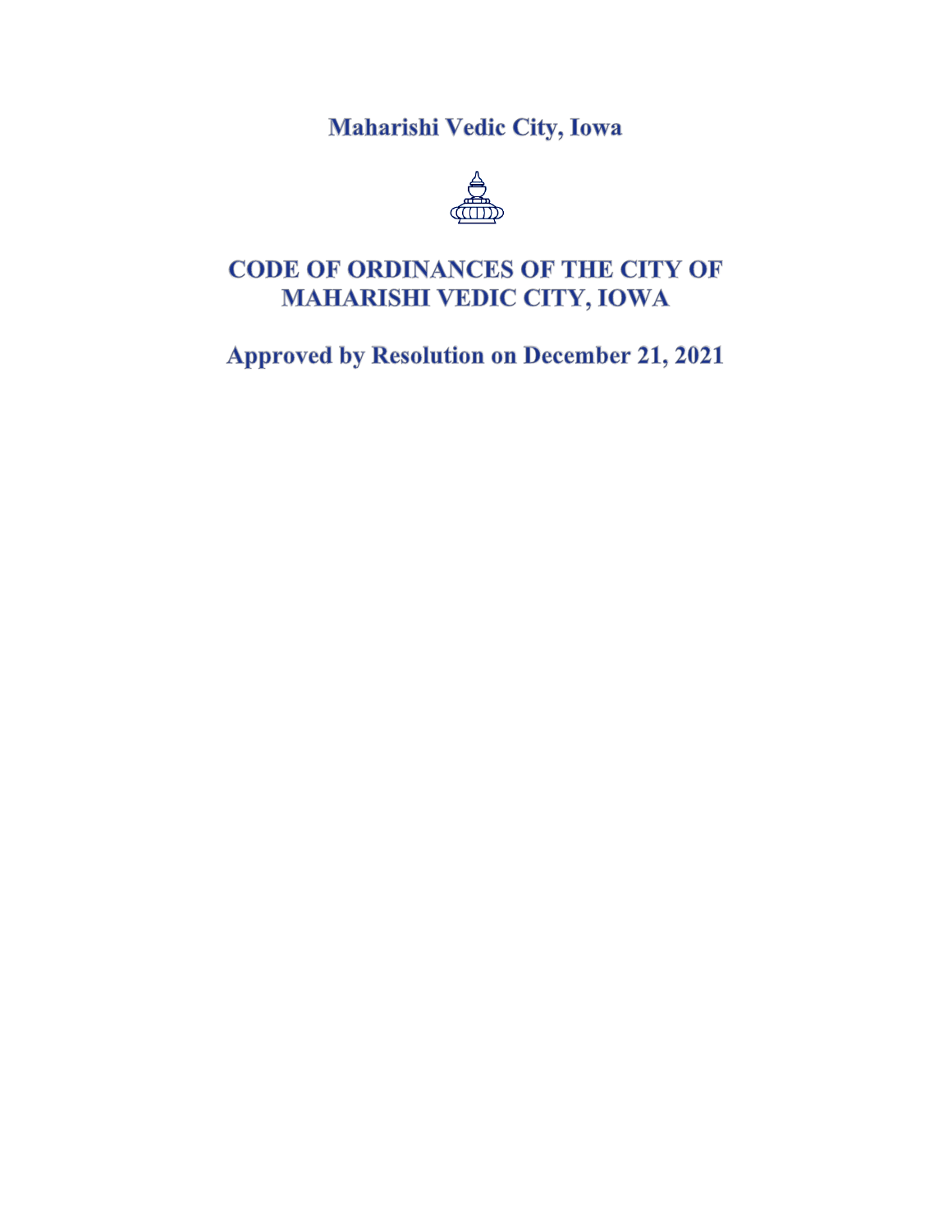# Maharishi Vedic City, Iowa

# CODE OF ORDINANCES OF THE CITY OF MAHARISHI VEDIC CITY, IOWA

## Approved by Resolution on December 21, 2021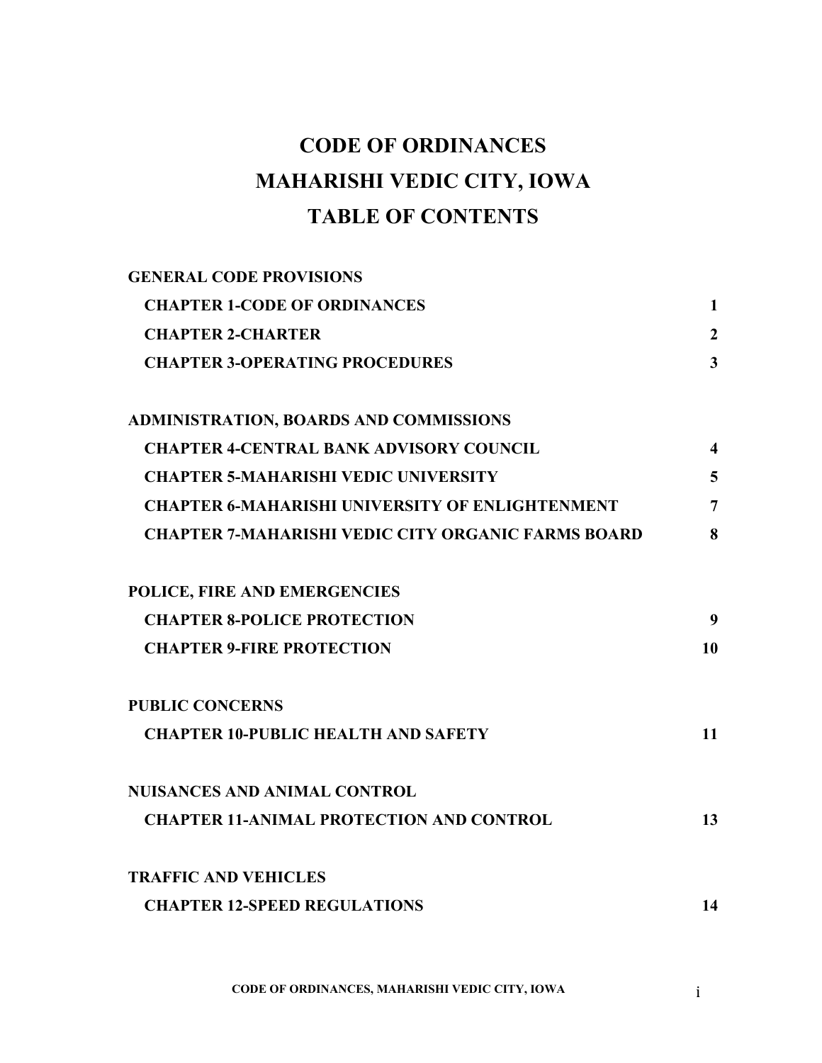# CODE OF ORDINANCES
# MAHARISHI VEDIC CITY, IOWA
# TABLE OF CONTENTS

| | |
|---|---|
| **GENERAL CODE PROVISIONS** | |
| **CHAPTER 1-CODE OF ORDINANCES** | **1** |
| **CHAPTER 2-CHARTER** | **2** |
| **CHAPTER 3-OPERATING PROCEDURES** | **3** |
| **ADMINISTRATION, BOARDS AND COMMISSIONS** | |
| **CHAPTER 4-CENTRAL BANK ADVISORY COUNCIL** | **4** |
| **CHAPTER 5-MAHARISHI VEDIC UNIVERSITY** | **5** |
| **CHAPTER 6-MAHARISHI UNIVERSITY OF ENLIGHTENMENT** | **7** |
| **CHAPTER 7-MAHARISHI VEDIC CITY ORGANIC FARMS BOARD** | **8** |
| **POLICE, FIRE AND EMERGENCIES** | |
| **CHAPTER 8-POLICE PROTECTION** | **9** |
| **CHAPTER 9-FIRE PROTECTION** | **10** |
| **PUBLIC CONCERNS** | |
| **CHAPTER 10-PUBLIC HEALTH AND SAFETY** | **11** |
| **NUISANCES AND ANIMAL CONTROL** | |
| **CHAPTER 11-ANIMAL PROTECTION AND CONTROL** | **13** |
| **TRAFFIC AND VEHICLES** | |
| **CHAPTER 12-SPEED REGULATIONS** | **14** |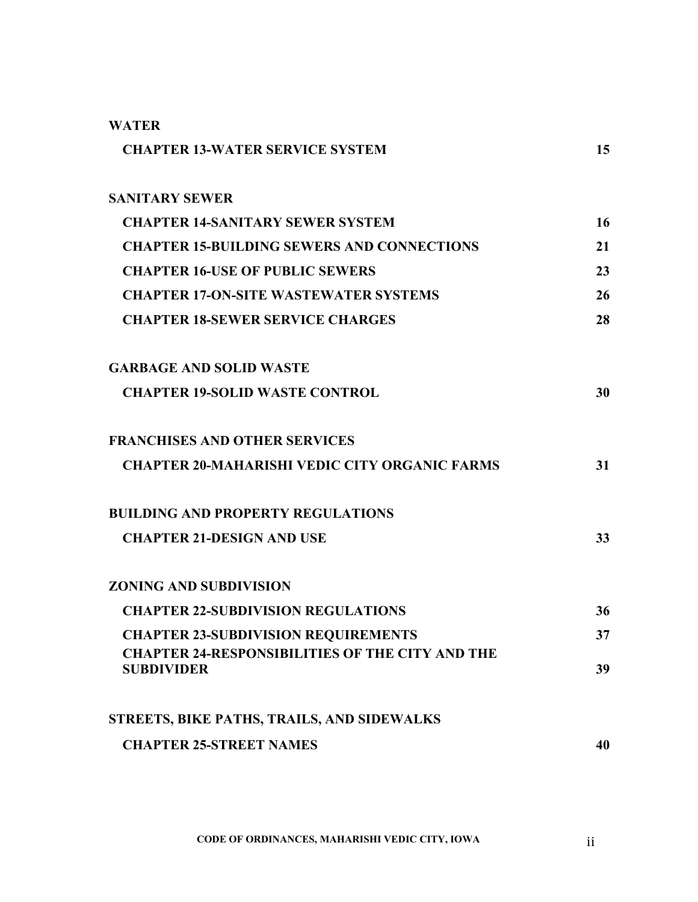| | |
|---|---|
| **WATER** | |
| **CHAPTER 13-WATER SERVICE SYSTEM** | **15** |
| **SANITARY SEWER** | |
| **CHAPTER 14-SANITARY SEWER SYSTEM** | **16** |
| **CHAPTER 15-BUILDING SEWERS AND CONNECTIONS** | **21** |
| **CHAPTER 16-USE OF PUBLIC SEWERS** | **23** |
| **CHAPTER 17-ON-SITE WASTEWATER SYSTEMS** | **26** |
| **CHAPTER 18-SEWER SERVICE CHARGES** | **28** |
| **GARBAGE AND SOLID WASTE** | |
| **CHAPTER 19-SOLID WASTE CONTROL** | **30** |
| **FRANCHISES AND OTHER SERVICES** | |
| **CHAPTER 20-MAHARISHI VEDIC CITY ORGANIC FARMS** | **31** |
| **BUILDING AND PROPERTY REGULATIONS** | |
| **CHAPTER 21-DESIGN AND USE** | **33** |
| **ZONING AND SUBDIVISION** | |
| **CHAPTER 22-SUBDIVISION REGULATIONS** | **36** |
| **CHAPTER 23-SUBDIVISION REQUIREMENTS** | **37** |
| **CHAPTER 24-RESPONSIBILITIES OF THE CITY AND THE SUBDIVIDER** | **39** |
| **STREETS, BIKE PATHS, TRAILS, AND SIDEWALKS** | |
| **CHAPTER 25-STREET NAMES** | **40** |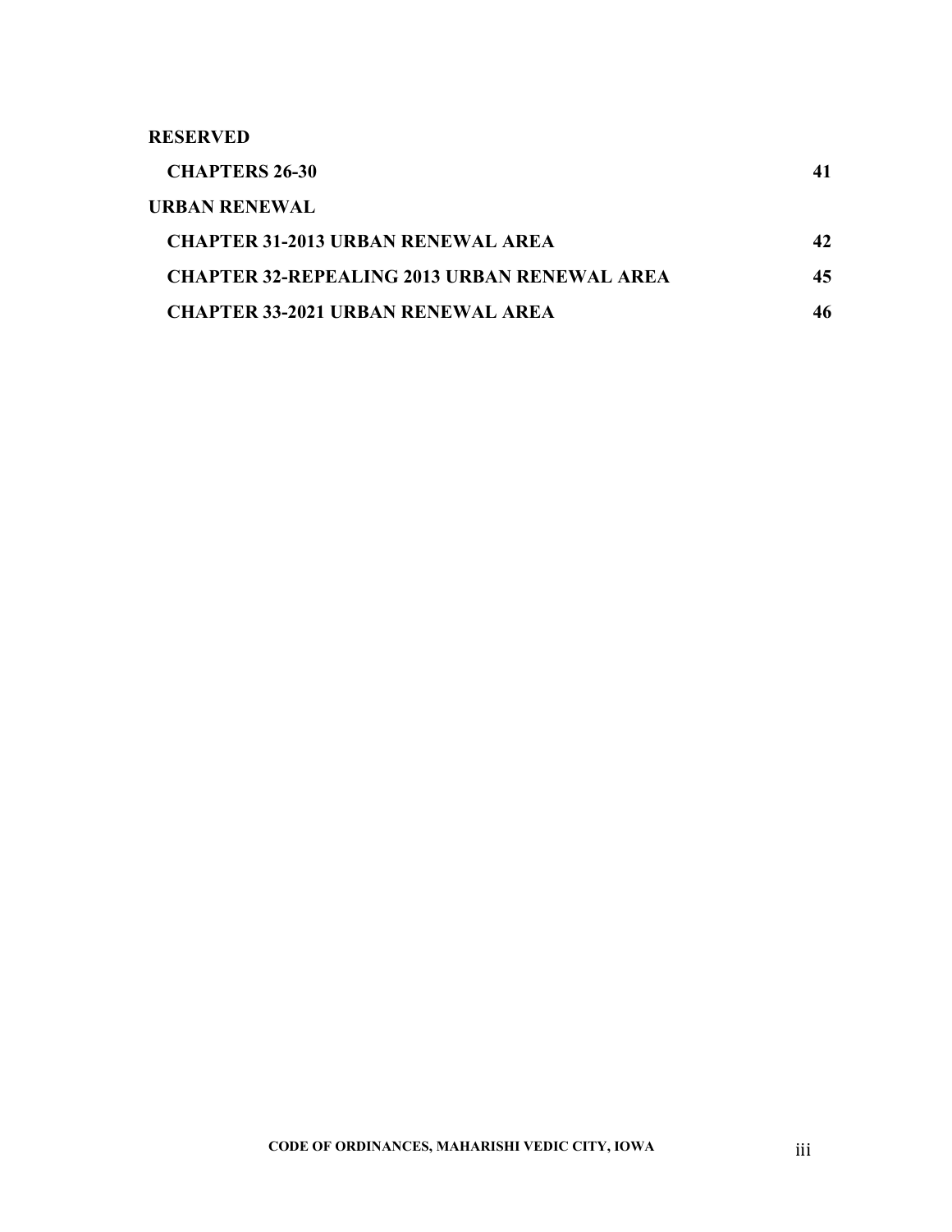**RESERVED**

**CHAPTERS 26-30** 41

**URBAN RENEWAL**

**CHAPTER 31-2013 URBAN RENEWAL AREA** 42

**CHAPTER 32-REPEALING 2013 URBAN RENEWAL AREA** 45

**CHAPTER 33-2021 URBAN RENEWAL AREA** 46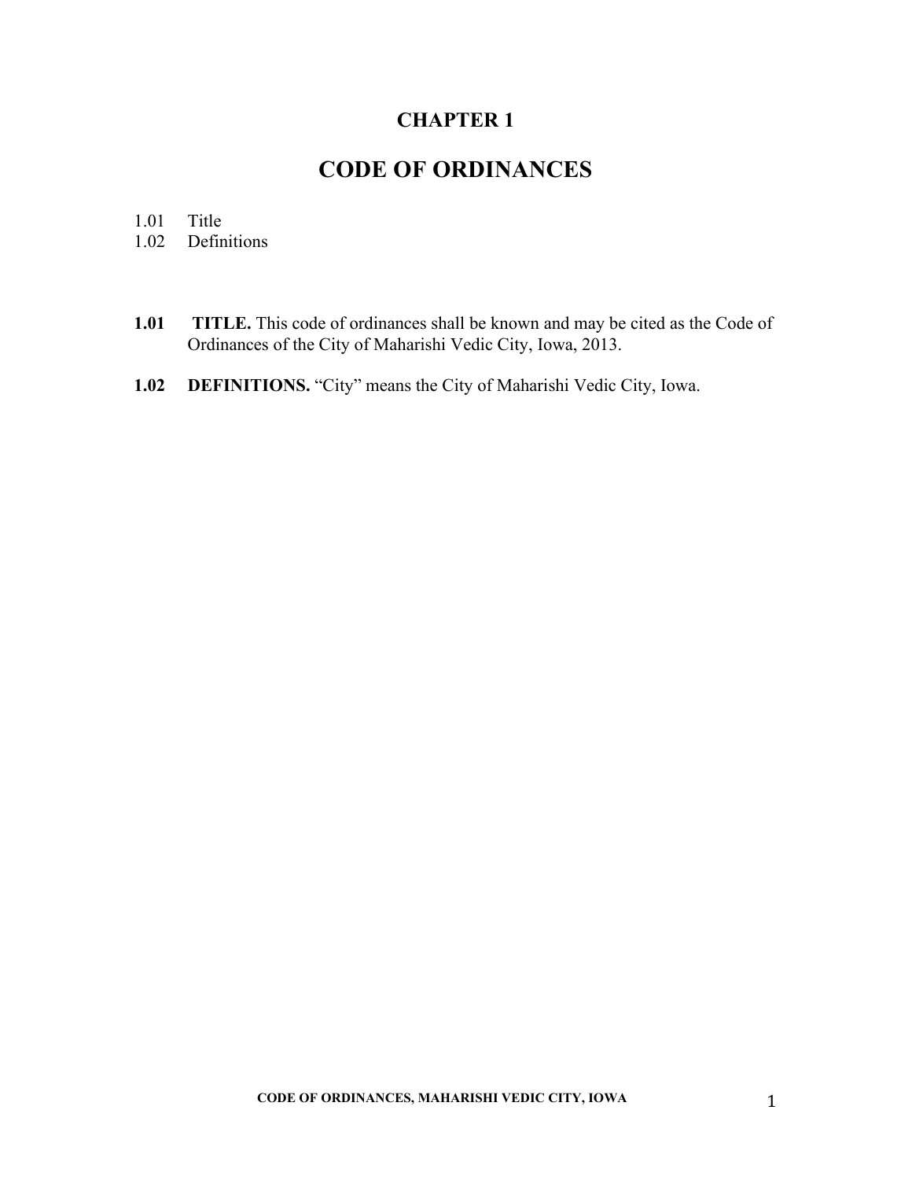# CHAPTER 1

# CODE OF ORDINANCES

1.01 Title
1.02 Definitions

**1.01 TITLE.** This code of ordinances shall be known and may be cited as the Code of Ordinances of the City of Maharishi Vedic City, Iowa, 2013.

**1.02 DEFINITIONS.** "City" means the City of Maharishi Vedic City, Iowa.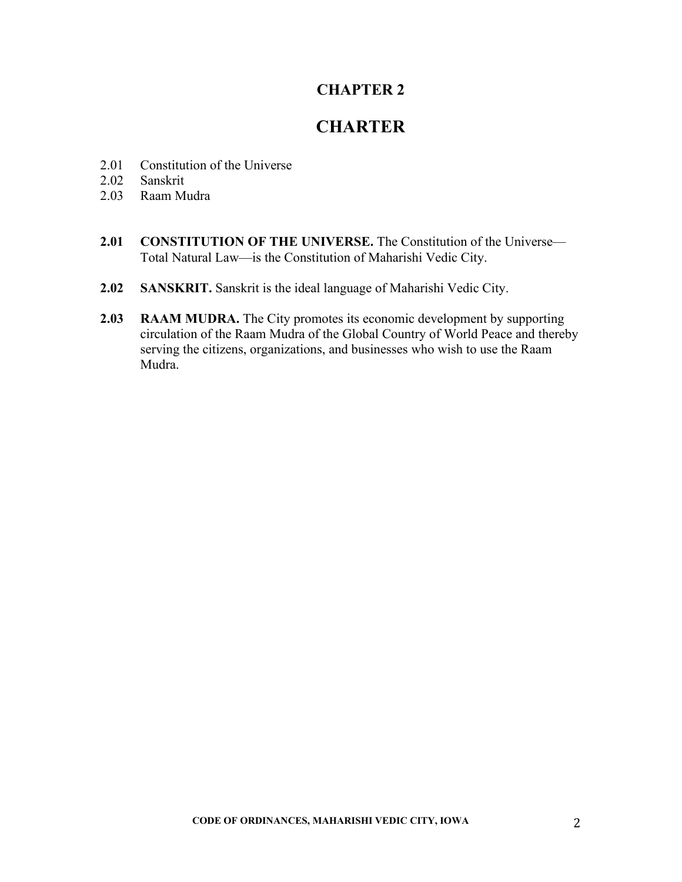# CHAPTER 2

# CHARTER

2.01 Constitution of the Universe
2.02 Sanskrit
2.03 Raam Mudra

**2.01 CONSTITUTION OF THE UNIVERSE.** The Constitution of the Universe—Total Natural Law—is the Constitution of Maharishi Vedic City.

**2.02 SANSKRIT.** Sanskrit is the ideal language of Maharishi Vedic City.

**2.03 RAAM MUDRA.** The City promotes its economic development by supporting circulation of the Raam Mudra of the Global Country of World Peace and thereby serving the citizens, organizations, and businesses who wish to use the Raam Mudra.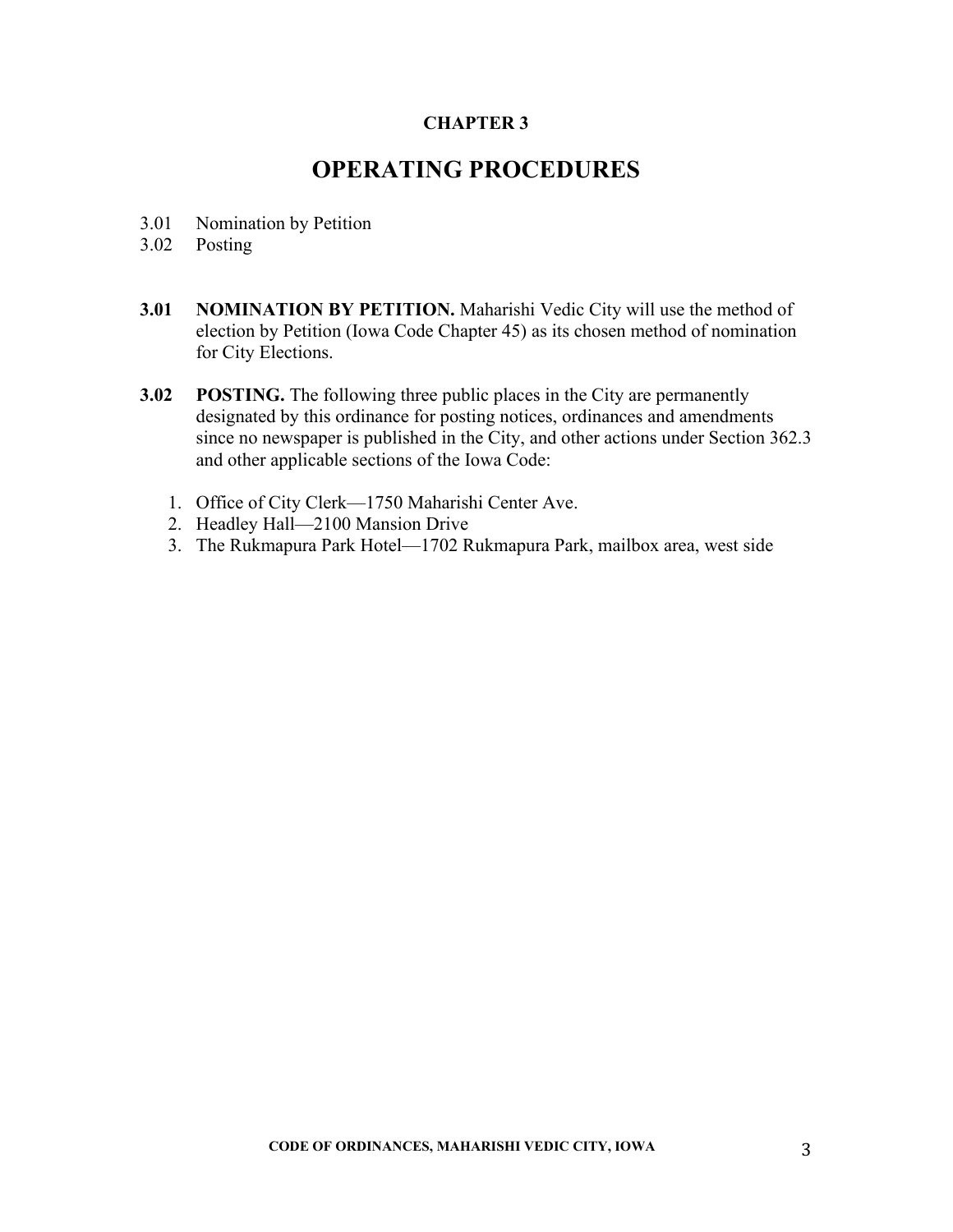## CHAPTER 3

# OPERATING PROCEDURES

3.01 Nomination by Petition
3.02 Posting

**3.01 NOMINATION BY PETITION.** Maharishi Vedic City will use the method of election by Petition (Iowa Code Chapter 45) as its chosen method of nomination for City Elections.

**3.02 POSTING.** The following three public places in the City are permanently designated by this ordinance for posting notices, ordinances and amendments since no newspaper is published in the City, and other actions under Section 362.3 and other applicable sections of the Iowa Code:

1. Office of City Clerk—1750 Maharishi Center Ave.
2. Headley Hall—2100 Mansion Drive
3. The Rukmapura Park Hotel—1702 Rukmapura Park, mailbox area, west side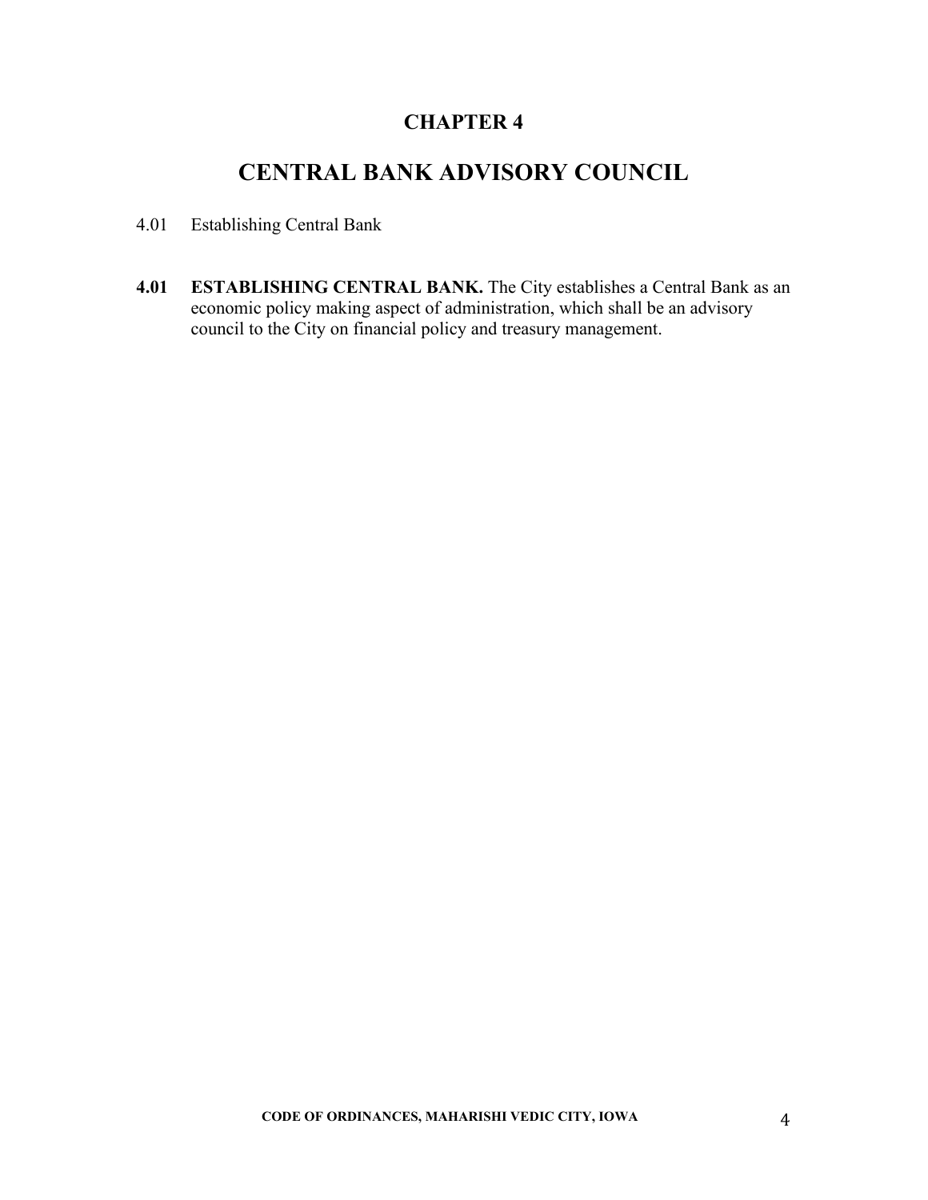# CHAPTER 4

# CENTRAL BANK ADVISORY COUNCIL

4.01 Establishing Central Bank

**4.01 ESTABLISHING CENTRAL BANK.** The City establishes a Central Bank as an economic policy making aspect of administration, which shall be an advisory council to the City on financial policy and treasury management.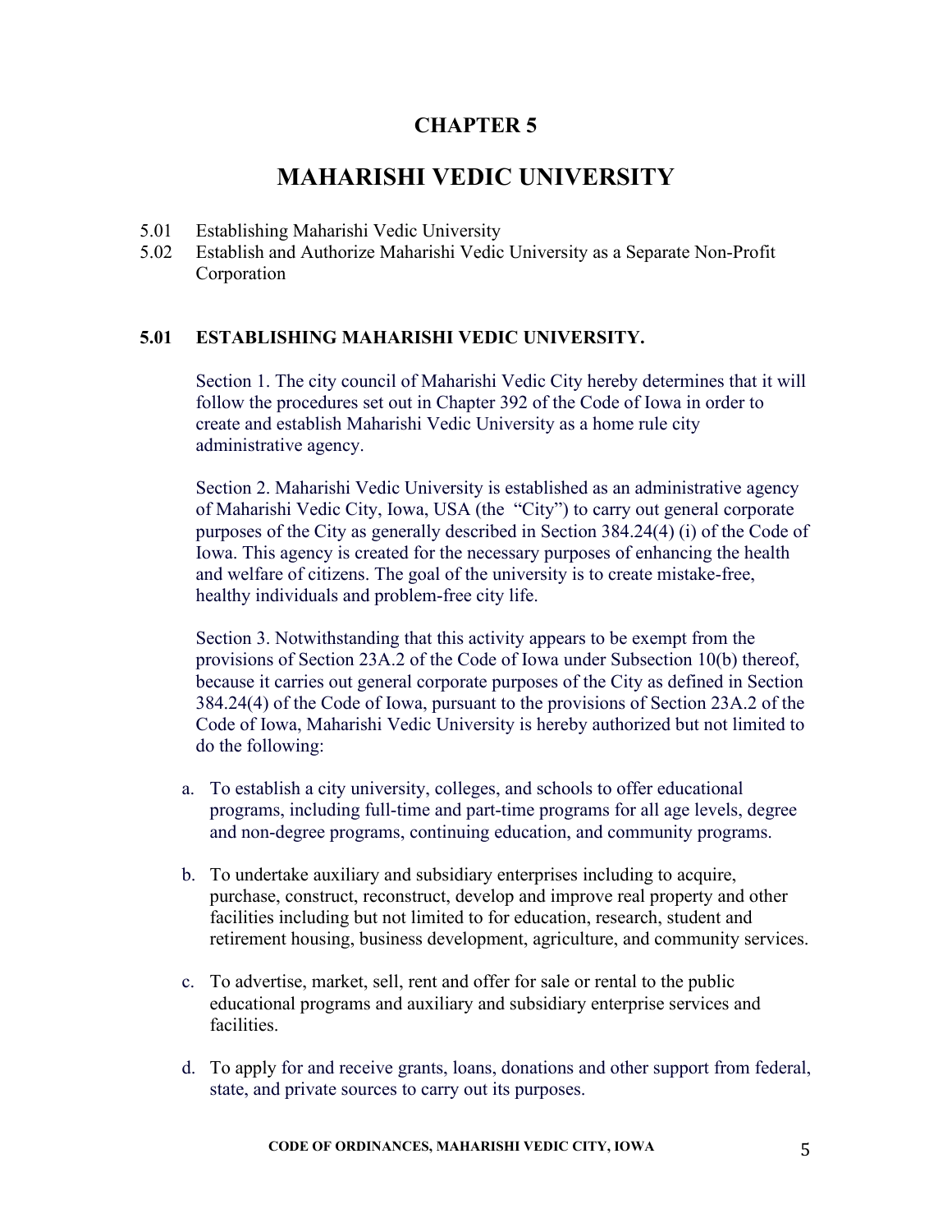# CHAPTER 5

# MAHARISHI VEDIC UNIVERSITY

5.01 Establishing Maharishi Vedic University
5.02 Establish and Authorize Maharishi Vedic University as a Separate Non-Profit Corporation

### 5.01 ESTABLISHING MAHARISHI VEDIC UNIVERSITY.

Section 1. The city council of Maharishi Vedic City hereby determines that it will follow the procedures set out in Chapter 392 of the Code of Iowa in order to create and establish Maharishi Vedic University as a home rule city administrative agency.

Section 2. Maharishi Vedic University is established as an administrative agency of Maharishi Vedic City, Iowa, USA (the "City") to carry out general corporate purposes of the City as generally described in Section 384.24(4) (i) of the Code of Iowa. This agency is created for the necessary purposes of enhancing the health and welfare of citizens. The goal of the university is to create mistake-free, healthy individuals and problem-free city life.

Section 3. Notwithstanding that this activity appears to be exempt from the provisions of Section 23A.2 of the Code of Iowa under Subsection 10(b) thereof, because it carries out general corporate purposes of the City as defined in Section 384.24(4) of the Code of Iowa, pursuant to the provisions of Section 23A.2 of the Code of Iowa, Maharishi Vedic University is hereby authorized but not limited to do the following:

a. To establish a city university, colleges, and schools to offer educational programs, including full-time and part-time programs for all age levels, degree and non-degree programs, continuing education, and community programs.

b. To undertake auxiliary and subsidiary enterprises including to acquire, purchase, construct, reconstruct, develop and improve real property and other facilities including but not limited to for education, research, student and retirement housing, business development, agriculture, and community services.

c. To advertise, market, sell, rent and offer for sale or rental to the public educational programs and auxiliary and subsidiary enterprise services and facilities.

d. To apply for and receive grants, loans, donations and other support from federal, state, and private sources to carry out its purposes.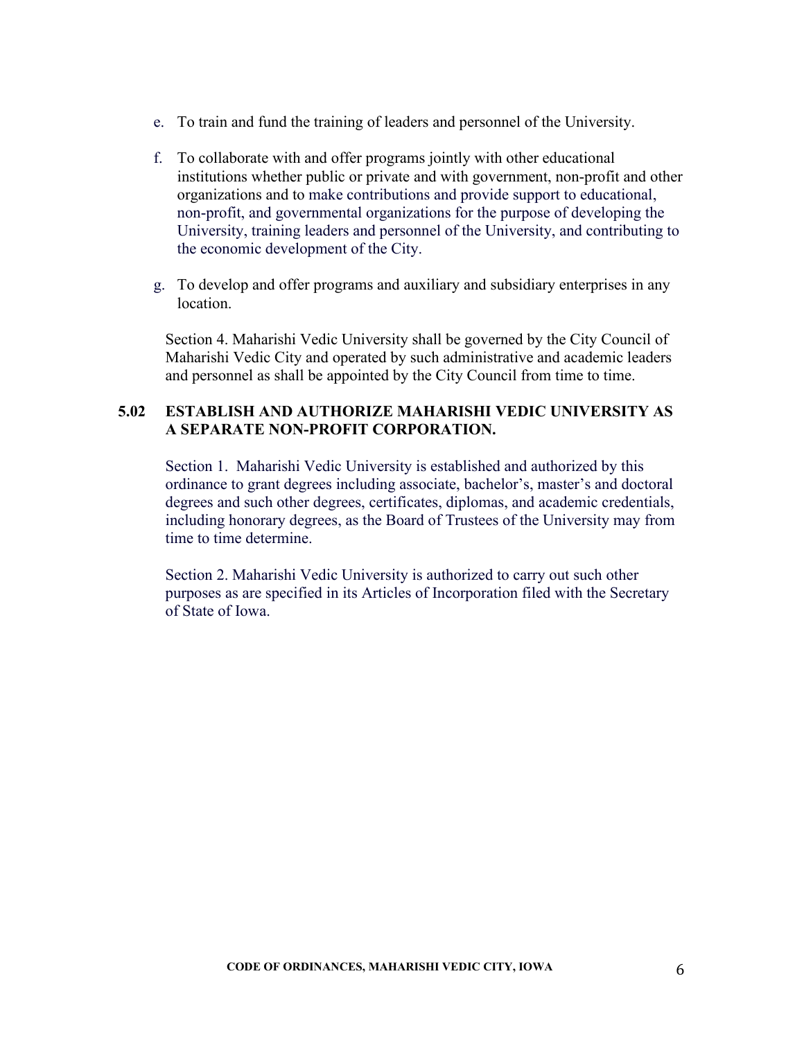e. To train and fund the training of leaders and personnel of the University.

f. To collaborate with and offer programs jointly with other educational institutions whether public or private and with government, non-profit and other organizations and to make contributions and provide support to educational, non-profit, and governmental organizations for the purpose of developing the University, training leaders and personnel of the University, and contributing to the economic development of the City.

g. To develop and offer programs and auxiliary and subsidiary enterprises in any location.

Section 4. Maharishi Vedic University shall be governed by the City Council of Maharishi Vedic City and operated by such administrative and academic leaders and personnel as shall be appointed by the City Council from time to time.

**5.02 ESTABLISH AND AUTHORIZE MAHARISHI VEDIC UNIVERSITY AS A SEPARATE NON-PROFIT CORPORATION.**

Section 1. Maharishi Vedic University is established and authorized by this ordinance to grant degrees including associate, bachelor's, master's and doctoral degrees and such other degrees, certificates, diplomas, and academic credentials, including honorary degrees, as the Board of Trustees of the University may from time to time determine.

Section 2. Maharishi Vedic University is authorized to carry out such other purposes as are specified in its Articles of Incorporation filed with the Secretary of State of Iowa.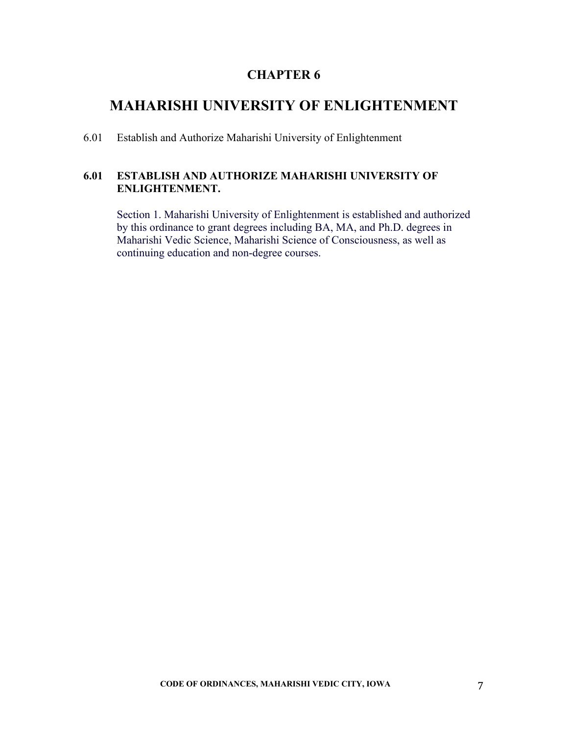# CHAPTER 6

# MAHARISHI UNIVERSITY OF ENLIGHTENMENT

6.01 Establish and Authorize Maharishi University of Enlightenment

### 6.01 ESTABLISH AND AUTHORIZE MAHARISHI UNIVERSITY OF ENLIGHTENMENT.

Section 1. Maharishi University of Enlightenment is established and authorized by this ordinance to grant degrees including BA, MA, and Ph.D. degrees in Maharishi Vedic Science, Maharishi Science of Consciousness, as well as continuing education and non-degree courses.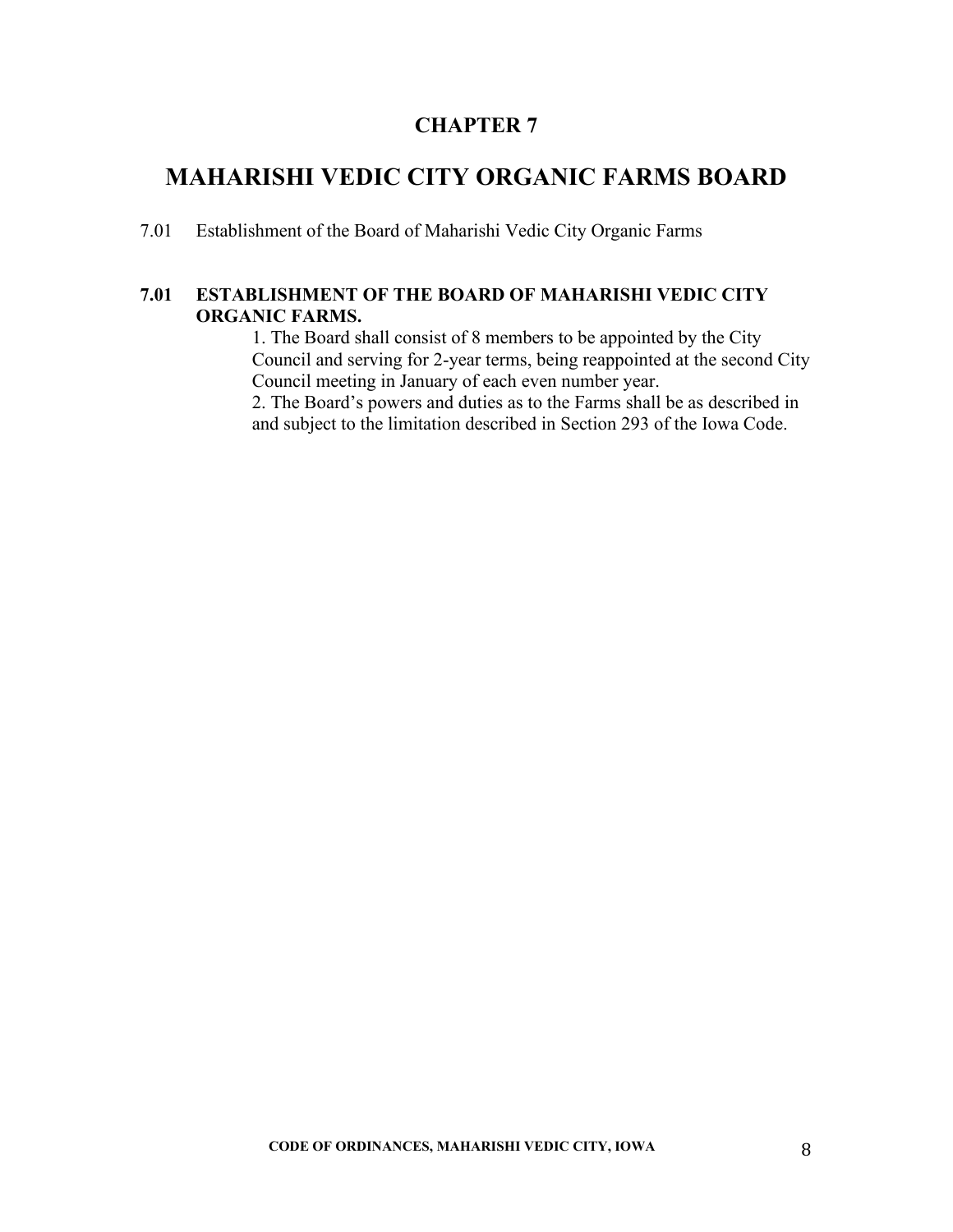# CHAPTER 7

# MAHARISHI VEDIC CITY ORGANIC FARMS BOARD

7.01 Establishment of the Board of Maharishi Vedic City Organic Farms

### 7.01 ESTABLISHMENT OF THE BOARD OF MAHARISHI VEDIC CITY ORGANIC FARMS.

1. The Board shall consist of 8 members to be appointed by the City Council and serving for 2-year terms, being reappointed at the second City Council meeting in January of each even number year.
2. The Board's powers and duties as to the Farms shall be as described in and subject to the limitation described in Section 293 of the Iowa Code.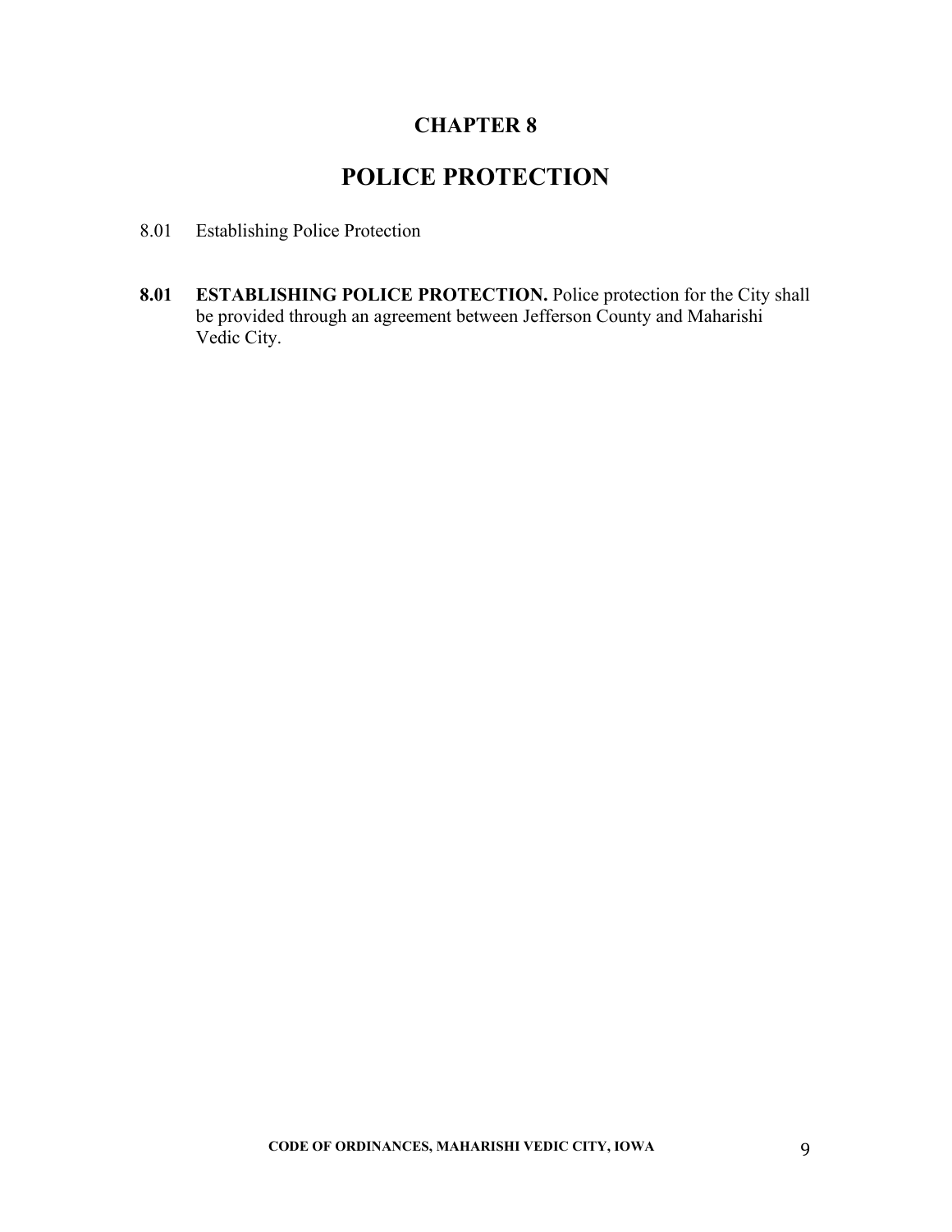# CHAPTER 8

# POICE PROTECTION

8.01 Establishing Police Protection

**8.01 ESTABLISHING POLICE PROTECTION.** Police protection for the City shall be provided through an agreement between Jefferson County and Maharishi Vedic City.

# CHAPTER 8

# POLICE PROTECTION

8.01 Establishing Police Protection

**8.01 ESTABLISHING POLICE PROTECTION.** Police protection for the City shall be provided through an agreement between Jefferson County and Maharishi Vedic City.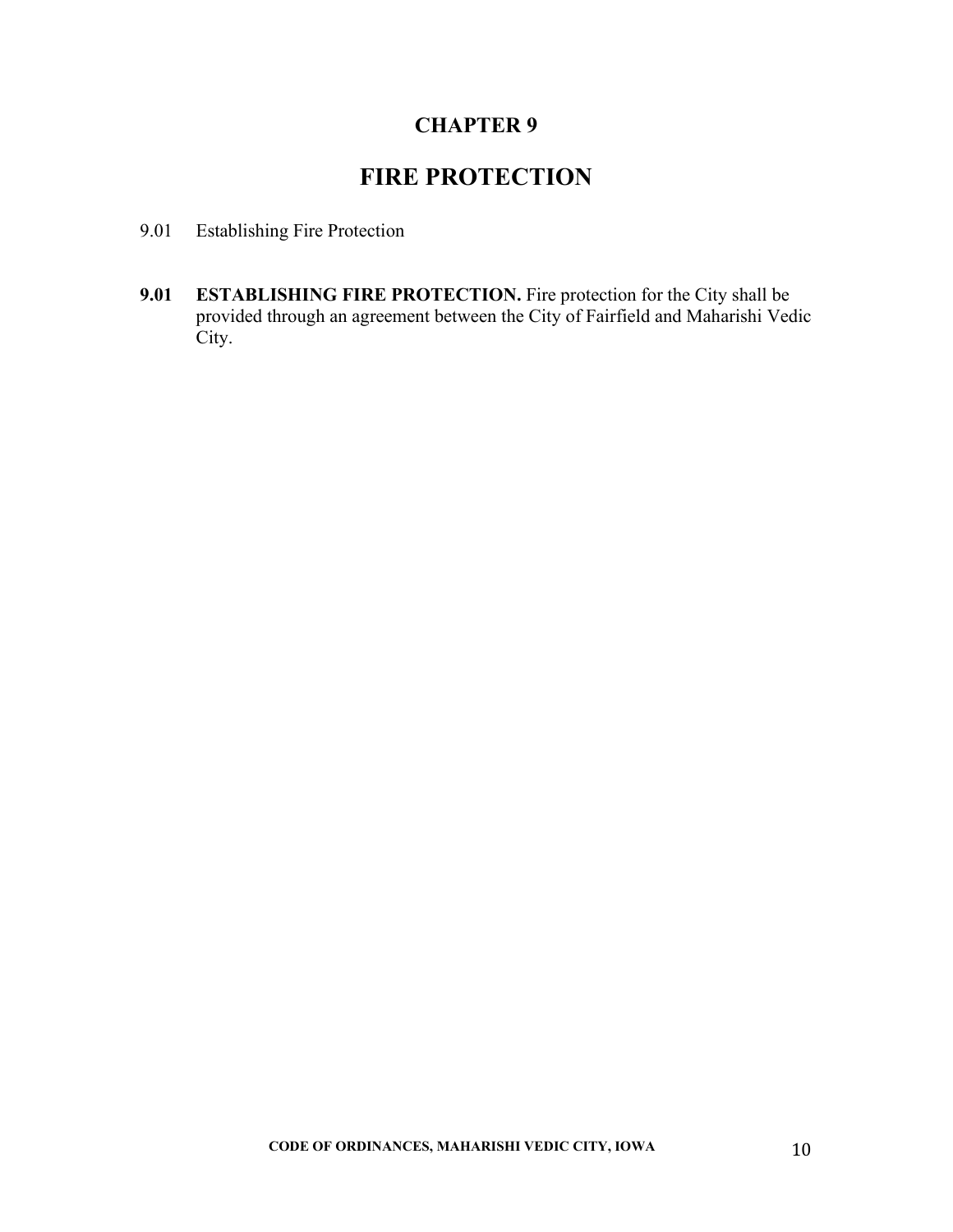# CHAPTER 9

# FIRE PROTECTION

9.01 Establishing Fire Protection

**9.01 ESTABLISHING FIRE PROTECTION.** Fire protection for the City shall be provided through an agreement between the City of Fairfield and Maharishi Vedic City.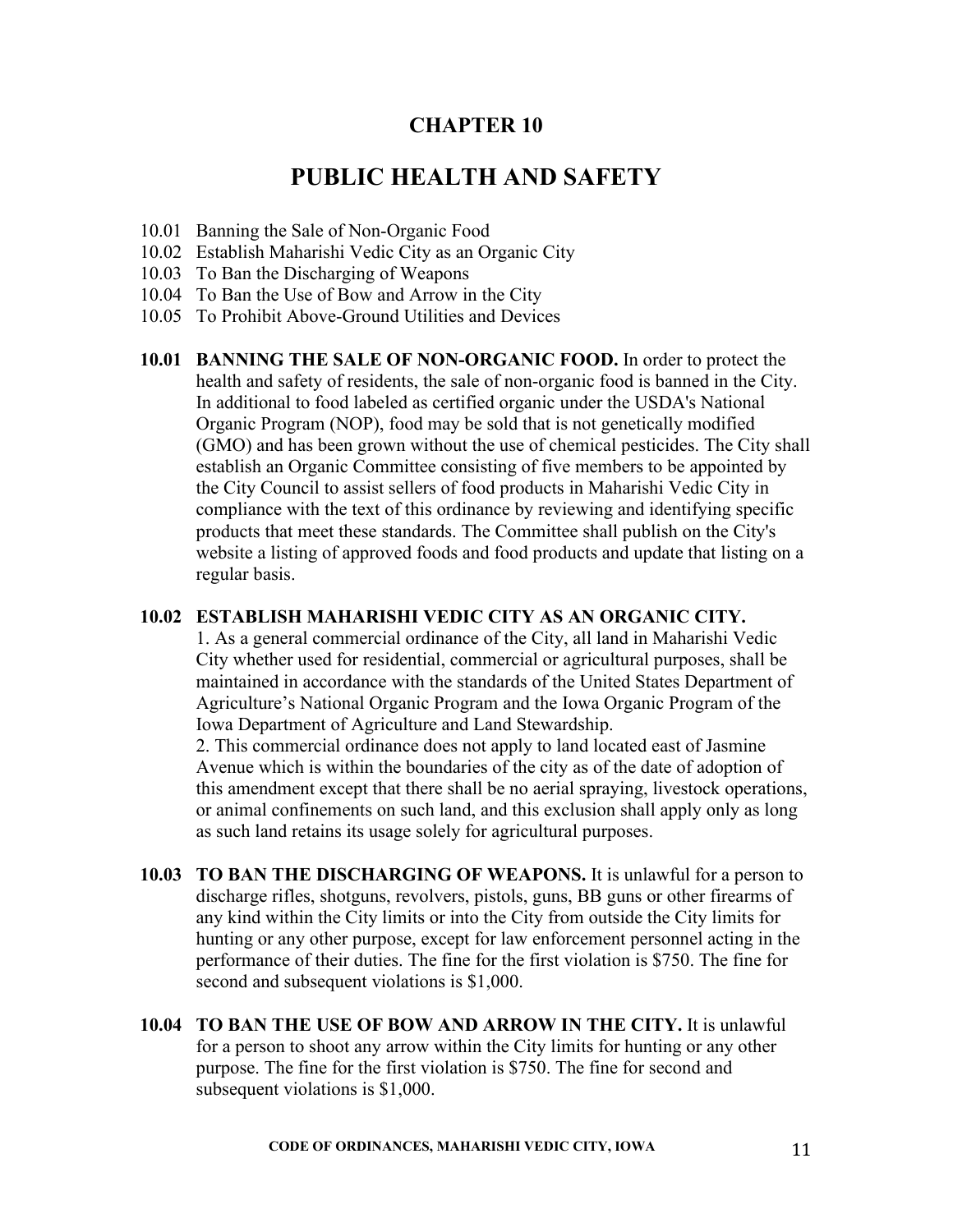# CHAPTER 10

# PUBLIC HEALTH AND SAFETY

10.01 Banning the Sale of Non-Organic Food
10.02 Establish Maharishi Vedic City as an Organic City
10.03 To Ban the Discharging of Weapons
10.04 To Ban the Use of Bow and Arrow in the City
10.05 To Prohibit Above-Ground Utilities and Devices

**10.01 BANNING THE SALE OF NON-ORGANIC FOOD.** In order to protect the health and safety of residents, the sale of non-organic food is banned in the City. In additional to food labeled as certified organic under the USDA's National Organic Program (NOP), food may be sold that is not genetically modified (GMO) and has been grown without the use of chemical pesticides. The City shall establish an Organic Committee consisting of five members to be appointed by the City Council to assist sellers of food products in Maharishi Vedic City in compliance with the text of this ordinance by reviewing and identifying specific products that meet these standards. The Committee shall publish on the City's website a listing of approved foods and food products and update that listing on a regular basis.

**10.02 ESTABLISH MAHARISHI VEDIC CITY AS AN ORGANIC CITY.**

1. As a general commercial ordinance of the City, all land in Maharishi Vedic City whether used for residential, commercial or agricultural purposes, shall be maintained in accordance with the standards of the United States Department of Agriculture's National Organic Program and the Iowa Organic Program of the Iowa Department of Agriculture and Land Stewardship.
2. This commercial ordinance does not apply to land located east of Jasmine Avenue which is within the boundaries of the city as of the date of adoption of this amendment except that there shall be no aerial spraying, livestock operations, or animal confinements on such land, and this exclusion shall apply only as long as such land retains its usage solely for agricultural purposes.

**10.03 TO BAN THE DISCHARGING OF WEAPONS.** It is unlawful for a person to discharge rifles, shotguns, revolvers, pistols, guns, BB guns or other firearms of any kind within the City limits or into the City from outside the City limits for hunting or any other purpose, except for law enforcement personnel acting in the performance of their duties. The fine for the first violation is $750. The fine for second and subsequent violations is $1,000.

**10.04 TO BAN THE USE OF BOW AND ARROW IN THE CITY.** It is unlawful for a person to shoot any arrow within the City limits for hunting or any other purpose. The fine for the first violation is $750. The fine for second and subsequent violations is $1,000.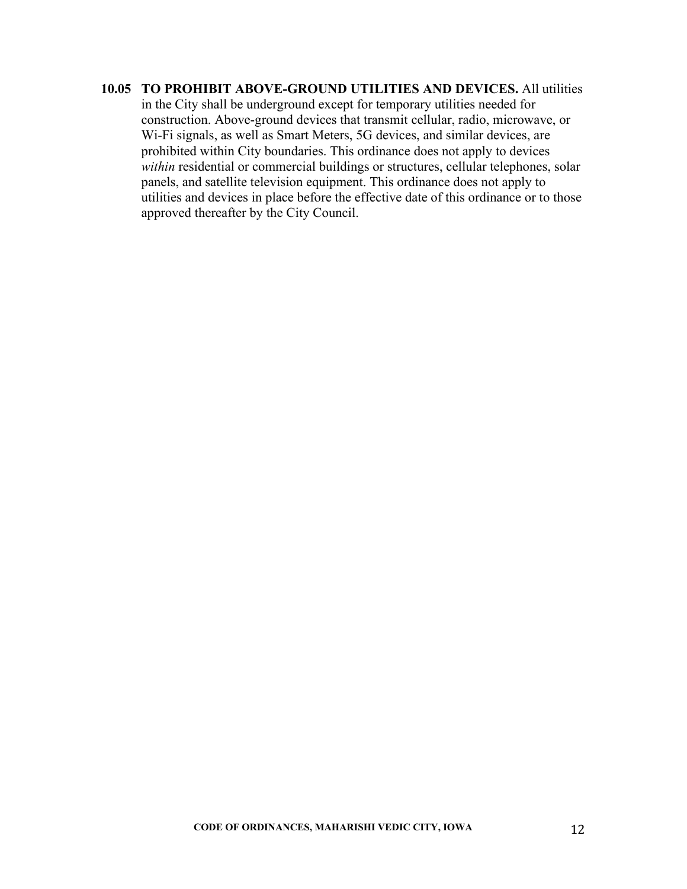**10.05 TO PROHIBIT ABOVE-GROUND UTILITIES AND DEVICES.** All utilities in the City shall be underground except for temporary utilities needed for construction. Above-ground devices that transmit cellular, radio, microwave, or Wi-Fi signals, as well as Smart Meters, 5G devices, and similar devices, are prohibited within City boundaries. This ordinance does not apply to devices *within* residential or commercial buildings or structures, cellular telephones, solar panels, and satellite television equipment. This ordinance does not apply to utilities and devices in place before the effective date of this ordinance or to those approved thereafter by the City Council.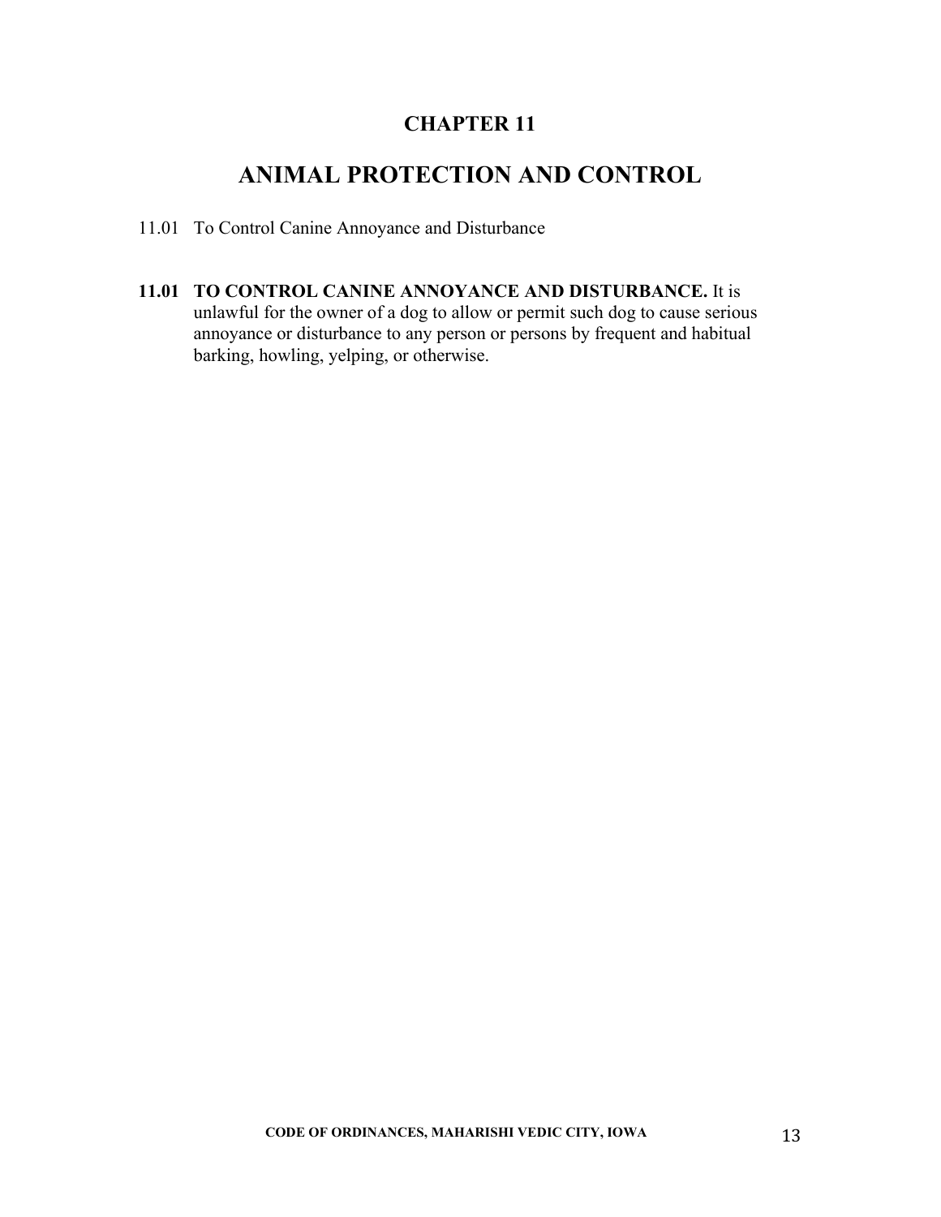# CHAPTER 11

# ANIMAL PROTECTION AND CONTROL

11.01 To Control Canine Annoyance and Disturbance

**11.01 TO CONTROL CANINE ANNOYANCE AND DISTURBANCE.** It is unlawful for the owner of a dog to allow or permit such dog to cause serious annoyance or disturbance to any person or persons by frequent and habitual barking, howling, yelping, or otherwise.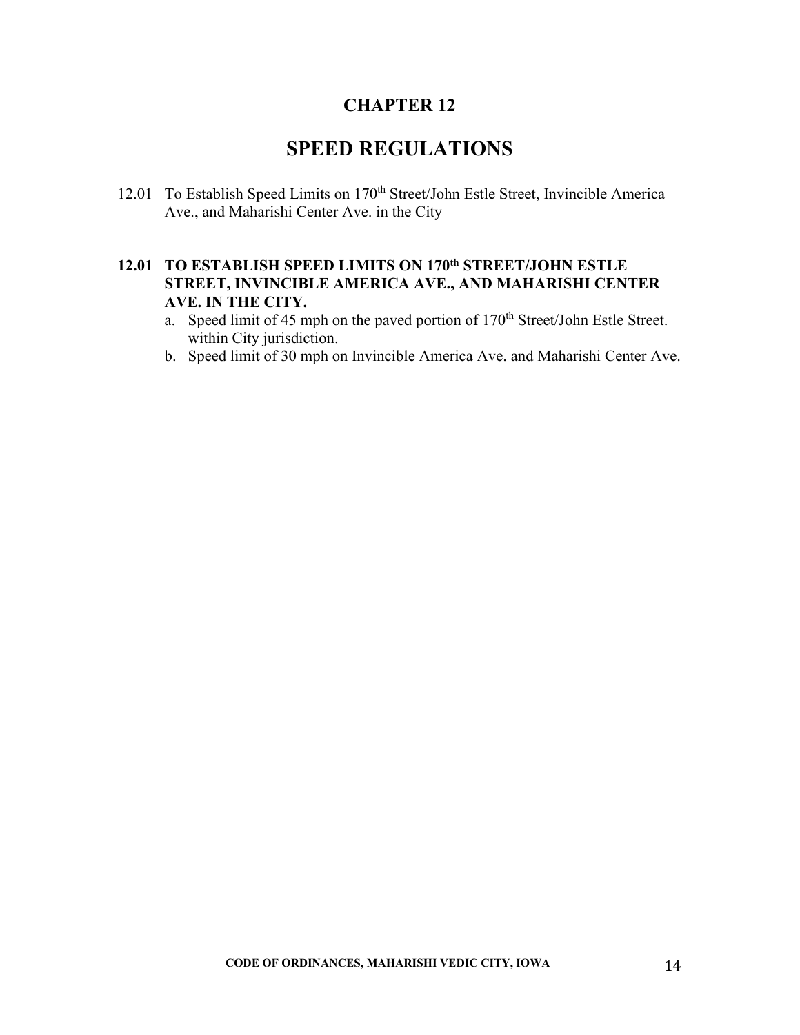# CHAPTER 12

# SPEED REGULATIONS

12.01 To Establish Speed Limits on 170th Street/John Estle Street, Invincible America Ave., and Maharishi Center Ave. in the City

## 12.01 TO ESTABLISH SPEED LIMITS ON 170th STREET/JOHN ESTLE STREET, INVINCIBLE AMERICA AVE., AND MAHARISHI CENTER AVE. IN THE CITY.

a. Speed limit of 45 mph on the paved portion of 170th Street/John Estle Street. within City jurisdiction.
b. Speed limit of 30 mph on Invincible America Ave. and Maharishi Center Ave.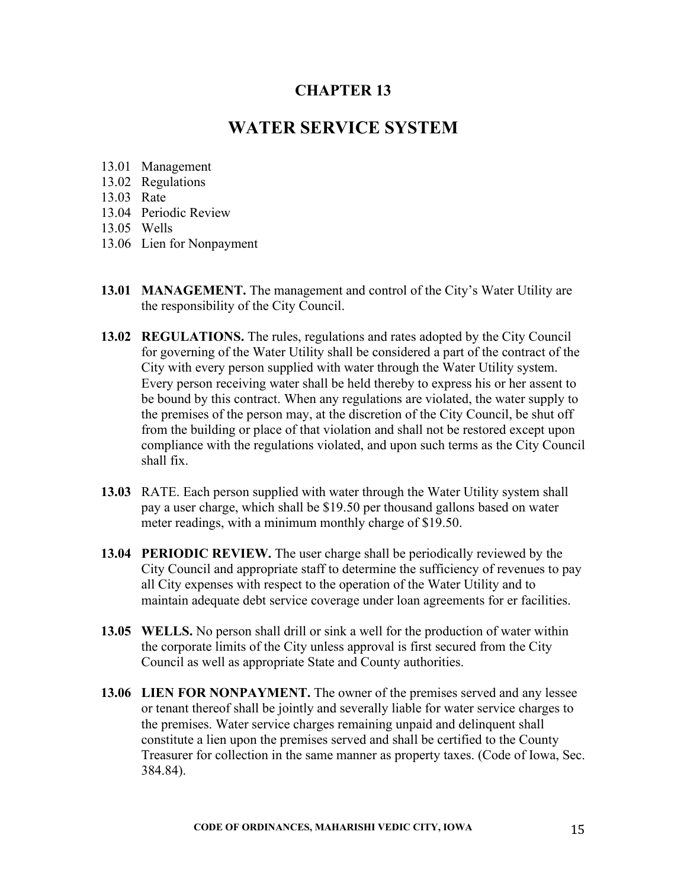# CHAPTER 13

# WATER SERVICE SYSTEM

13.01 Management
13.02 Regulations
13.03 Rate
13.04 Periodic Review
13.05 Wells
13.06 Lien for Nonpayment

**13.01 MANAGEMENT.** The management and control of the City's Water Utility are the responsibility of the City Council.

**13.02 REGULATIONS.** The rules, regulations and rates adopted by the City Council for governing of the Water Utility shall be considered a part of the contract of the City with every person supplied with water through the Water Utility system. Every person receiving water shall be held thereby to express his or her assent to be bound by this contract. When any regulations are violated, the water supply to the premises of the person may, at the discretion of the City Council, be shut off from the building or place of that violation and shall not be restored except upon compliance with the regulations violated, and upon such terms as the City Council shall fix.

**13.03** RATE. Each person supplied with water through the Water Utility system shall pay a user charge, which shall be $19.50 per thousand gallons based on water meter readings, with a minimum monthly charge of $19.50.

**13.04 PERIODIC REVIEW.** The user charge shall be periodically reviewed by the City Council and appropriate staff to determine the sufficiency of revenues to pay all City expenses with respect to the operation of the Water Utility and to maintain adequate debt service coverage under loan agreements for er facilities.

**13.05 WELLS.** No person shall drill or sink a well for the production of water within the corporate limits of the City unless approval is first secured from the City Council as well as appropriate State and County authorities.

**13.06 LIEN FOR NONPAYMENT.** The owner of the premises served and any lessee or tenant thereof shall be jointly and severally liable for water service charges to the premises. Water service charges remaining unpaid and delinquent shall constitute a lien upon the premises served and shall be certified to the County Treasurer for collection in the same manner as property taxes. (Code of Iowa, Sec. 384.84).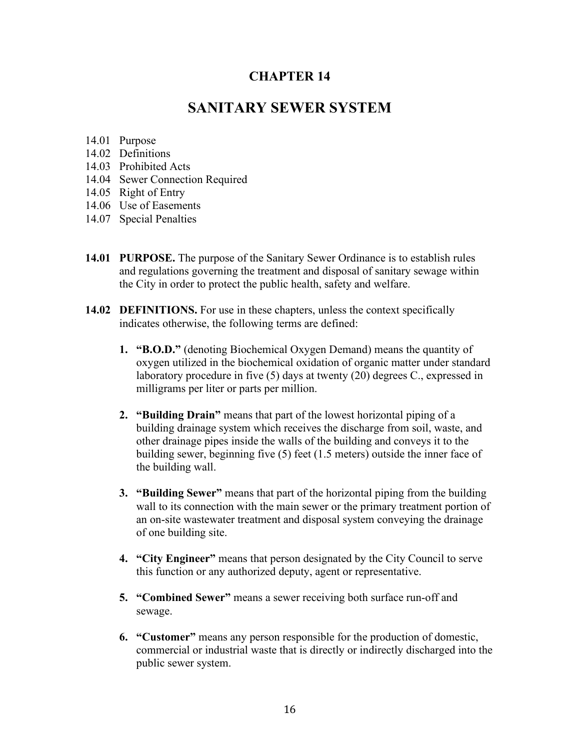# CHAPTER 14

# SANITARY SEWER SYSTEM

14.01 Purpose
14.02 Definitions
14.03 Prohibited Acts
14.04 Sewer Connection Required
14.05 Right of Entry
14.06 Use of Easements
14.07 Special Penalties

**14.01 PURPOSE.** The purpose of the Sanitary Sewer Ordinance is to establish rules and regulations governing the treatment and disposal of sanitary sewage within the City in order to protect the public health, safety and welfare.

**14.02 DEFINITIONS.** For use in these chapters, unless the context specifically indicates otherwise, the following terms are defined:

1. **"B.O.D."** (denoting Biochemical Oxygen Demand) means the quantity of oxygen utilized in the biochemical oxidation of organic matter under standard laboratory procedure in five (5) days at twenty (20) degrees C., expressed in milligrams per liter or parts per million.

2. **"Building Drain"** means that part of the lowest horizontal piping of a building drainage system which receives the discharge from soil, waste, and other drainage pipes inside the walls of the building and conveys it to the building sewer, beginning five (5) feet (1.5 meters) outside the inner face of the building wall.

3. **"Building Sewer"** means that part of the horizontal piping from the building wall to its connection with the main sewer or the primary treatment portion of an on-site wastewater treatment and disposal system conveying the drainage of one building site.

4. **"City Engineer"** means that person designated by the City Council to serve this function or any authorized deputy, agent or representative.

5. **"Combined Sewer"** means a sewer receiving both surface run-off and sewage.

6. **"Customer"** means any person responsible for the production of domestic, commercial or industrial waste that is directly or indirectly discharged into the public sewer system.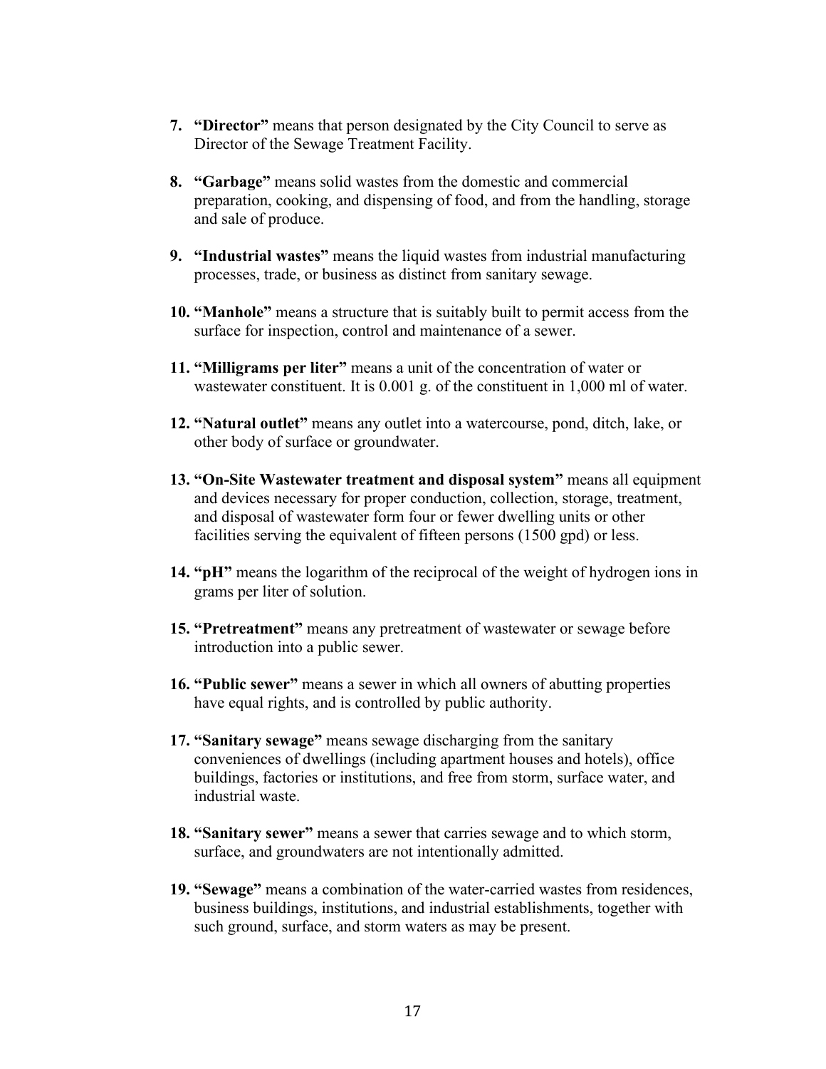7. **"Director"** means that person designated by the City Council to serve as Director of the Sewage Treatment Facility.

8. **"Garbage"** means solid wastes from the domestic and commercial preparation, cooking, and dispensing of food, and from the handling, storage and sale of produce.

9. **"Industrial wastes"** means the liquid wastes from industrial manufacturing processes, trade, or business as distinct from sanitary sewage.

10. **"Manhole"** means a structure that is suitably built to permit access from the surface for inspection, control and maintenance of a sewer.

11. **"Milligrams per liter"** means a unit of the concentration of water or wastewater constituent. It is 0.001 g. of the constituent in 1,000 ml of water.

12. **"Natural outlet"** means any outlet into a watercourse, pond, ditch, lake, or other body of surface or groundwater.

13. **"On-Site Wastewater treatment and disposal system"** means all equipment and devices necessary for proper conduction, collection, storage, treatment, and disposal of wastewater form four or fewer dwelling units or other facilities serving the equivalent of fifteen persons (1500 gpd) or less.

14. **"pH"** means the logarithm of the reciprocal of the weight of hydrogen ions in grams per liter of solution.

15. **"Pretreatment"** means any pretreatment of wastewater or sewage before introduction into a public sewer.

16. **"Public sewer"** means a sewer in which all owners of abutting properties have equal rights, and is controlled by public authority.

17. **"Sanitary sewage"** means sewage discharging from the sanitary conveniences of dwellings (including apartment houses and hotels), office buildings, factories or institutions, and free from storm, surface water, and industrial waste.

18. **"Sanitary sewer"** means a sewer that carries sewage and to which storm, surface, and groundwaters are not intentionally admitted.

19. **"Sewage"** means a combination of the water-carried wastes from residences, business buildings, institutions, and industrial establishments, together with such ground, surface, and storm waters as may be present.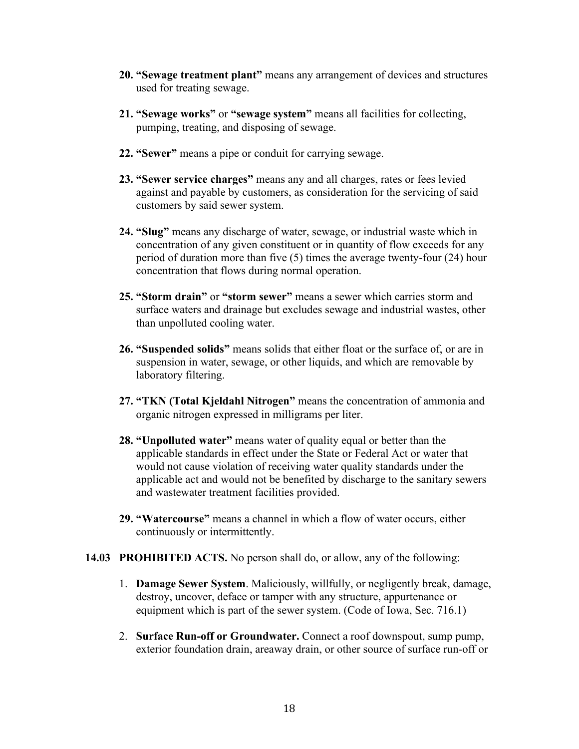20. **"Sewage treatment plant"** means any arrangement of devices and structures used for treating sewage.

21. **"Sewage works"** or **"sewage system"** means all facilities for collecting, pumping, treating, and disposing of sewage.

22. **"Sewer"** means a pipe or conduit for carrying sewage.

23. **"Sewer service charges"** means any and all charges, rates or fees levied against and payable by customers, as consideration for the servicing of said customers by said sewer system.

24. **"Slug"** means any discharge of water, sewage, or industrial waste which in concentration of any given constituent or in quantity of flow exceeds for any period of duration more than five (5) times the average twenty-four (24) hour concentration that flows during normal operation.

25. **"Storm drain"** or **"storm sewer"** means a sewer which carries storm and surface waters and drainage but excludes sewage and industrial wastes, other than unpolluted cooling water.

26. **"Suspended solids"** means solids that either float or the surface of, or are in suspension in water, sewage, or other liquids, and which are removable by laboratory filtering.

27. **"TKN (Total Kjeldahl Nitrogen"** means the concentration of ammonia and organic nitrogen expressed in milligrams per liter.

28. **"Unpolluted water"** means water of quality equal or better than the applicable standards in effect under the State or Federal Act or water that would not cause violation of receiving water quality standards under the applicable act and would not be benefited by discharge to the sanitary sewers and wastewater treatment facilities provided.

29. **"Watercourse"** means a channel in which a flow of water occurs, either continuously or intermittently.

**14.03 PROHIBITED ACTS.** No person shall do, or allow, any of the following:

1. **Damage Sewer System**. Maliciously, willfully, or negligently break, damage, destroy, uncover, deface or tamper with any structure, appurtenance or equipment which is part of the sewer system. (Code of Iowa, Sec. 716.1)

2. **Surface Run-off or Groundwater.** Connect a roof downspout, sump pump, exterior foundation drain, areaway drain, or other source of surface run-off or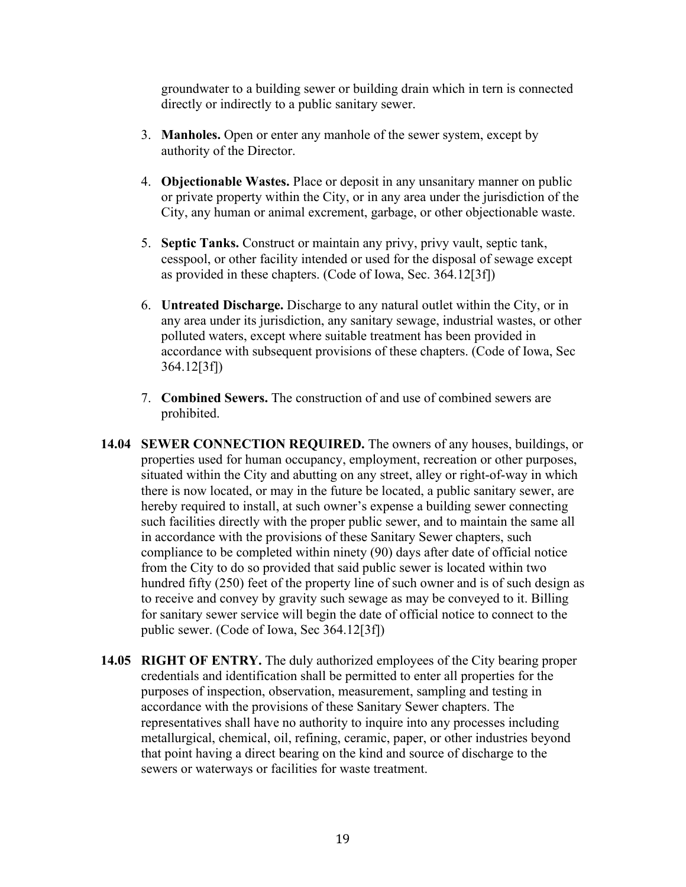groundwater to a building sewer or building drain which in tern is connected directly or indirectly to a public sanitary sewer.

3. **Manholes.** Open or enter any manhole of the sewer system, except by authority of the Director.

4. **Objectionable Wastes.** Place or deposit in any unsanitary manner on public or private property within the City, or in any area under the jurisdiction of the City, any human or animal excrement, garbage, or other objectionable waste.

5. **Septic Tanks.** Construct or maintain any privy, privy vault, septic tank, cesspool, or other facility intended or used for the disposal of sewage except as provided in these chapters. (Code of Iowa, Sec. 364.12[3f])

6. **Untreated Discharge.** Discharge to any natural outlet within the City, or in any area under its jurisdiction, any sanitary sewage, industrial wastes, or other polluted waters, except where suitable treatment has been provided in accordance with subsequent provisions of these chapters. (Code of Iowa, Sec 364.12[3f])

7. **Combined Sewers.** The construction of and use of combined sewers are prohibited.

**14.04 SEWER CONNECTION REQUIRED.** The owners of any houses, buildings, or properties used for human occupancy, employment, recreation or other purposes, situated within the City and abutting on any street, alley or right-of-way in which there is now located, or may in the future be located, a public sanitary sewer, are hereby required to install, at such owner's expense a building sewer connecting such facilities directly with the proper public sewer, and to maintain the same all in accordance with the provisions of these Sanitary Sewer chapters, such compliance to be completed within ninety (90) days after date of official notice from the City to do so provided that said public sewer is located within two hundred fifty (250) feet of the property line of such owner and is of such design as to receive and convey by gravity such sewage as may be conveyed to it. Billing for sanitary sewer service will begin the date of official notice to connect to the public sewer. (Code of Iowa, Sec 364.12[3f])

**14.05 RIGHT OF ENTRY.** The duly authorized employees of the City bearing proper credentials and identification shall be permitted to enter all properties for the purposes of inspection, observation, measurement, sampling and testing in accordance with the provisions of these Sanitary Sewer chapters. The representatives shall have no authority to inquire into any processes including metallurgical, chemical, oil, refining, ceramic, paper, or other industries beyond that point having a direct bearing on the kind and source of discharge to the sewers or waterways or facilities for waste treatment.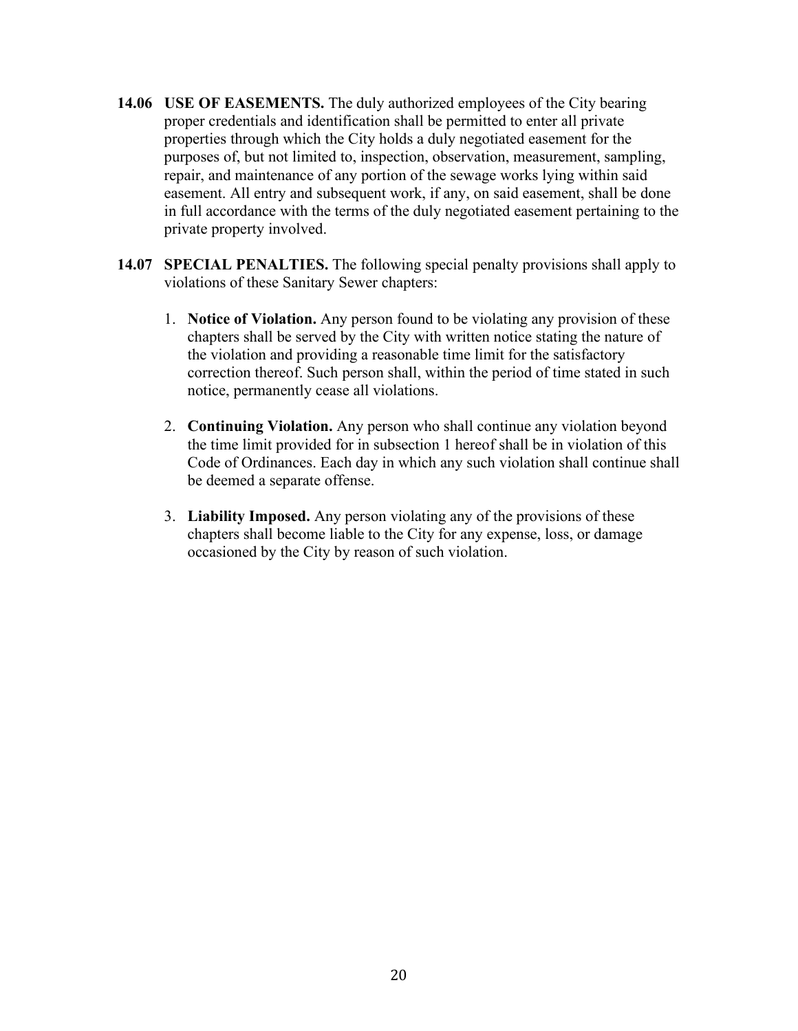**14.06 USE OF EASEMENTS.** The duly authorized employees of the City bearing proper credentials and identification shall be permitted to enter all private properties through which the City holds a duly negotiated easement for the purposes of, but not limited to, inspection, observation, measurement, sampling, repair, and maintenance of any portion of the sewage works lying within said easement. All entry and subsequent work, if any, on said easement, shall be done in full accordance with the terms of the duly negotiated easement pertaining to the private property involved.

**14.07 SPECIAL PENALTIES.** The following special penalty provisions shall apply to violations of these Sanitary Sewer chapters:

1. **Notice of Violation.** Any person found to be violating any provision of these chapters shall be served by the City with written notice stating the nature of the violation and providing a reasonable time limit for the satisfactory correction thereof. Such person shall, within the period of time stated in such notice, permanently cease all violations.

2. **Continuing Violation.** Any person who shall continue any violation beyond the time limit provided for in subsection 1 hereof shall be in violation of this Code of Ordinances. Each day in which any such violation shall continue shall be deemed a separate offense.

3. **Liability Imposed.** Any person violating any of the provisions of these chapters shall become liable to the City for any expense, loss, or damage occasioned by the City by reason of such violation.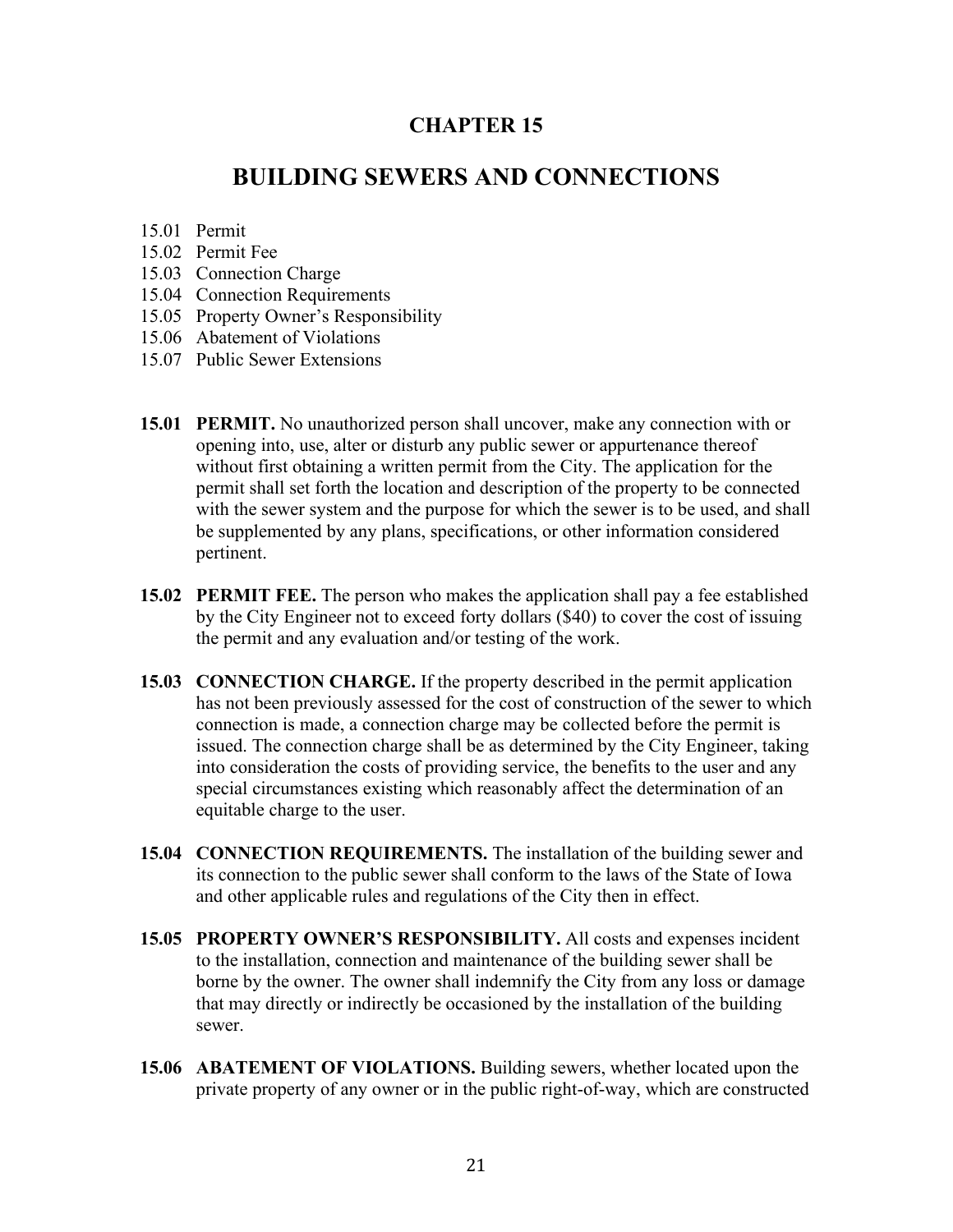# CHAPTER 15

# BUILDING SEWERS AND CONNECTIONS

15.01 Permit
15.02 Permit Fee
15.03 Connection Charge
15.04 Connection Requirements
15.05 Property Owner's Responsibility
15.06 Abatement of Violations
15.07 Public Sewer Extensions

**15.01 PERMIT.** No unauthorized person shall uncover, make any connection with or opening into, use, alter or disturb any public sewer or appurtenance thereof without first obtaining a written permit from the City. The application for the permit shall set forth the location and description of the property to be connected with the sewer system and the purpose for which the sewer is to be used, and shall be supplemented by any plans, specifications, or other information considered pertinent.

**15.02 PERMIT FEE.** The person who makes the application shall pay a fee established by the City Engineer not to exceed forty dollars ($40) to cover the cost of issuing the permit and any evaluation and/or testing of the work.

**15.03 CONNECTION CHARGE.** If the property described in the permit application has not been previously assessed for the cost of construction of the sewer to which connection is made, a connection charge may be collected before the permit is issued. The connection charge shall be as determined by the City Engineer, taking into consideration the costs of providing service, the benefits to the user and any special circumstances existing which reasonably affect the determination of an equitable charge to the user.

**15.04 CONNECTION REQUIREMENTS.** The installation of the building sewer and its connection to the public sewer shall conform to the laws of the State of Iowa and other applicable rules and regulations of the City then in effect.

**15.05 PROPERTY OWNER'S RESPONSIBILITY.** All costs and expenses incident to the installation, connection and maintenance of the building sewer shall be borne by the owner. The owner shall indemnify the City from any loss or damage that may directly or indirectly be occasioned by the installation of the building sewer.

**15.06 ABATEMENT OF VIOLATIONS.** Building sewers, whether located upon the private property of any owner or in the public right-of-way, which are constructed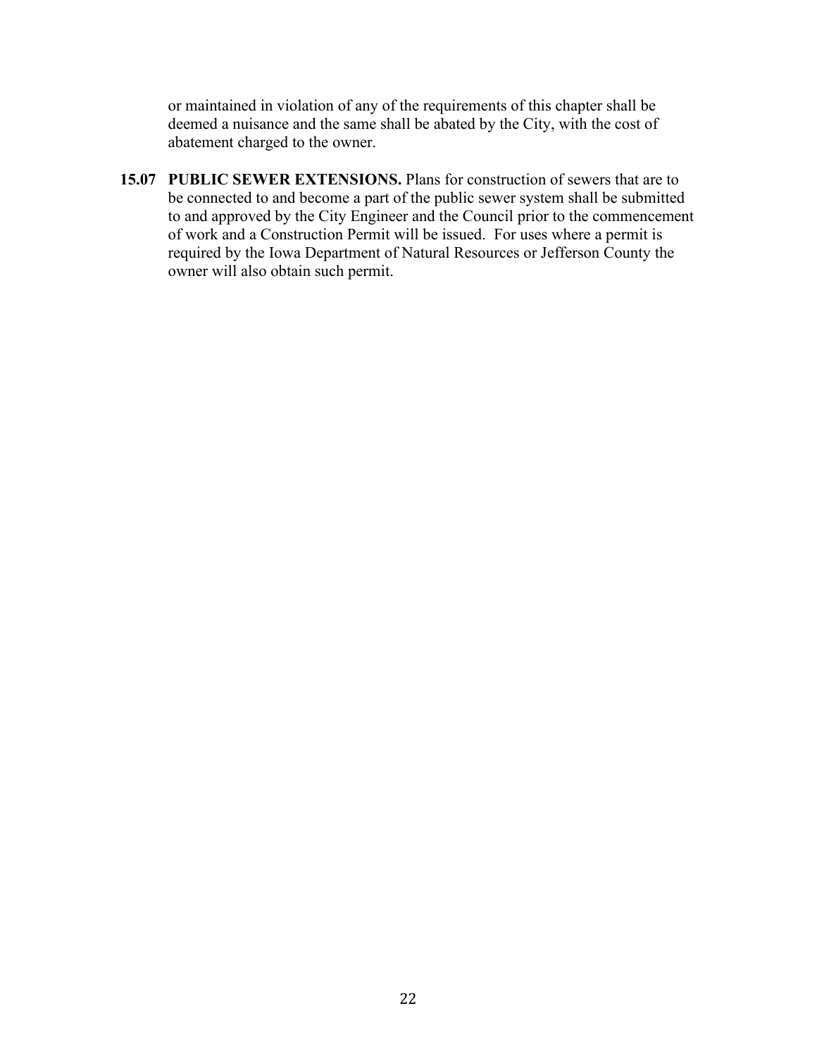or maintained in violation of any of the requirements of this chapter shall be deemed a nuisance and the same shall be abated by the City, with the cost of abatement charged to the owner.

**15.07 PUBLIC SEWER EXTENSIONS.** Plans for construction of sewers that are to be connected to and become a part of the public sewer system shall be submitted to and approved by the City Engineer and the Council prior to the commencement of work and a Construction Permit will be issued. For uses where a permit is required by the Iowa Department of Natural Resources or Jefferson County the owner will also obtain such permit.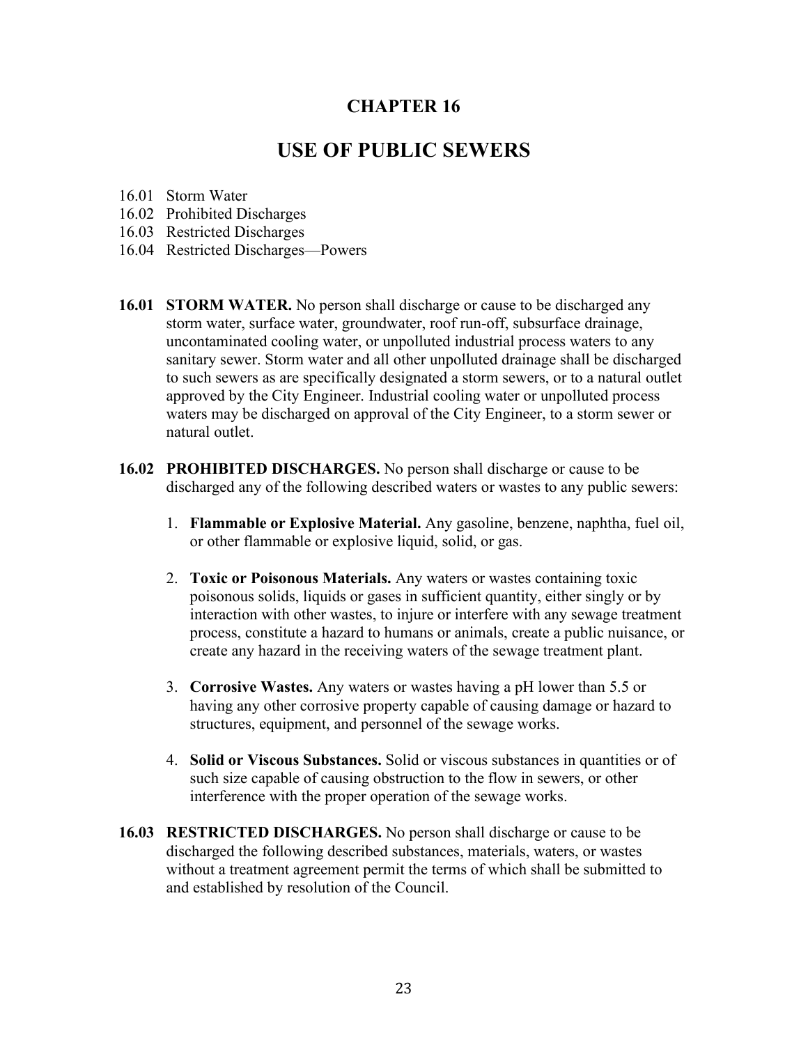# CHAPTER 16

# USE OF PUBLIC SEWERS

16.01 Storm Water
16.02 Prohibited Discharges
16.03 Restricted Discharges
16.04 Restricted Discharges—Powers

**16.01 STORM WATER.** No person shall discharge or cause to be discharged any storm water, surface water, groundwater, roof run-off, subsurface drainage, uncontaminated cooling water, or unpolluted industrial process waters to any sanitary sewer. Storm water and all other unpolluted drainage shall be discharged to such sewers as are specifically designated a storm sewers, or to a natural outlet approved by the City Engineer. Industrial cooling water or unpolluted process waters may be discharged on approval of the City Engineer, to a storm sewer or natural outlet.

**16.02 PROHIBITED DISCHARGES.** No person shall discharge or cause to be discharged any of the following described waters or wastes to any public sewers:

1. **Flammable or Explosive Material.** Any gasoline, benzene, naphtha, fuel oil, or other flammable or explosive liquid, solid, or gas.

2. **Toxic or Poisonous Materials.** Any waters or wastes containing toxic poisonous solids, liquids or gases in sufficient quantity, either singly or by interaction with other wastes, to injure or interfere with any sewage treatment process, constitute a hazard to humans or animals, create a public nuisance, or create any hazard in the receiving waters of the sewage treatment plant.

3. **Corrosive Wastes.** Any waters or wastes having a pH lower than 5.5 or having any other corrosive property capable of causing damage or hazard to structures, equipment, and personnel of the sewage works.

4. **Solid or Viscous Substances.** Solid or viscous substances in quantities or of such size capable of causing obstruction to the flow in sewers, or other interference with the proper operation of the sewage works.

**16.03 RESTRICTED DISCHARGES.** No person shall discharge or cause to be discharged the following described substances, materials, waters, or wastes without a treatment agreement permit the terms of which shall be submitted to and established by resolution of the Council.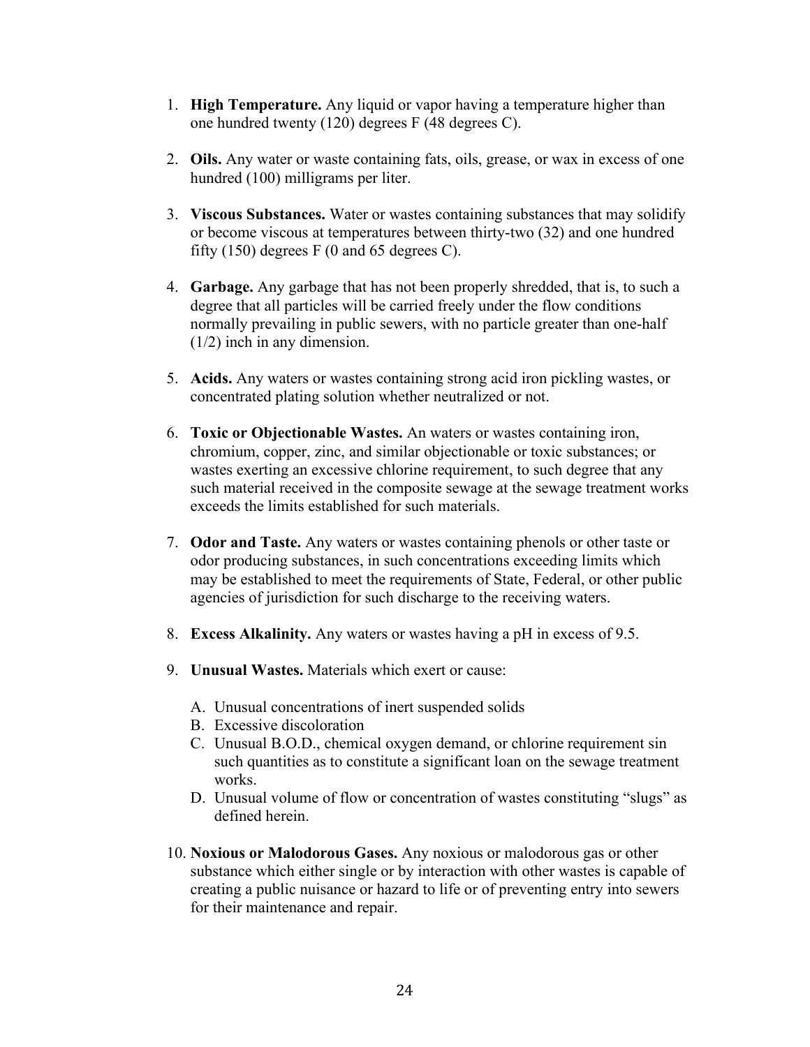1. **High Temperature.** Any liquid or vapor having a temperature higher than one hundred twenty (120) degrees F (48 degrees C).

2. **Oils.** Any water or waste containing fats, oils, grease, or wax in excess of one hundred (100) milligrams per liter.

3. **Viscous Substances.** Water or wastes containing substances that may solidify or become viscous at temperatures between thirty-two (32) and one hundred fifty (150) degrees F (0 and 65 degrees C).

4. **Garbage.** Any garbage that has not been properly shredded, that is, to such a degree that all particles will be carried freely under the flow conditions normally prevailing in public sewers, with no particle greater than one-half (1/2) inch in any dimension.

5. **Acids.** Any waters or wastes containing strong acid iron pickling wastes, or concentrated plating solution whether neutralized or not.

6. **Toxic or Objectionable Wastes.** An waters or wastes containing iron, chromium, copper, zinc, and similar objectionable or toxic substances; or wastes exerting an excessive chlorine requirement, to such degree that any such material received in the composite sewage at the sewage treatment works exceeds the limits established for such materials.

7. **Odor and Taste.** Any waters or wastes containing phenols or other taste or odor producing substances, in such concentrations exceeding limits which may be established to meet the requirements of State, Federal, or other public agencies of jurisdiction for such discharge to the receiving waters.

8. **Excess Alkalinity.** Any waters or wastes having a pH in excess of 9.5.

9. **Unusual Wastes.** Materials which exert or cause:

   A. Unusual concentrations of inert suspended solids
   B. Excessive discoloration
   C. Unusual B.O.D., chemical oxygen demand, or chlorine requirement sin such quantities as to constitute a significant loan on the sewage treatment works.
   D. Unusual volume of flow or concentration of wastes constituting "slugs" as defined herein.

10. **Noxious or Malodorous Gases.** Any noxious or malodorous gas or other substance which either single or by interaction with other wastes is capable of creating a public nuisance or hazard to life or of preventing entry into sewers for their maintenance and repair.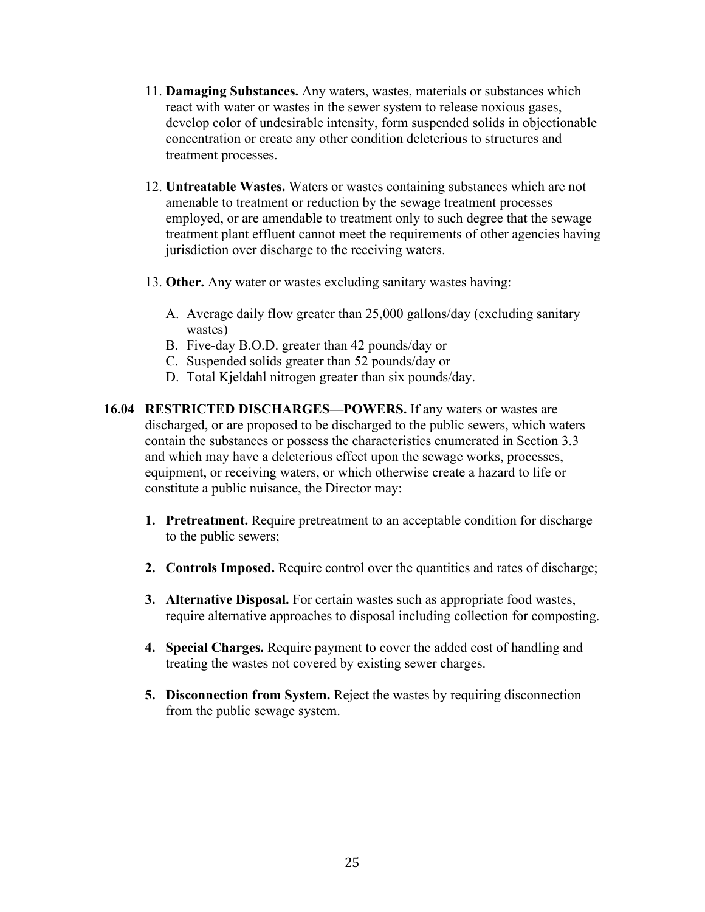11. **Damaging Substances.** Any waters, wastes, materials or substances which react with water or wastes in the sewer system to release noxious gases, develop color of undesirable intensity, form suspended solids in objectionable concentration or create any other condition deleterious to structures and treatment processes.

12. **Untreatable Wastes.** Waters or wastes containing substances which are not amenable to treatment or reduction by the sewage treatment processes employed, or are amendable to treatment only to such degree that the sewage treatment plant effluent cannot meet the requirements of other agencies having jurisdiction over discharge to the receiving waters.

13. **Other.** Any water or wastes excluding sanitary wastes having:

    A. Average daily flow greater than 25,000 gallons/day (excluding sanitary wastes)
    B. Five-day B.O.D. greater than 42 pounds/day or
    C. Suspended solids greater than 52 pounds/day or
    D. Total Kjeldahl nitrogen greater than six pounds/day.

**16.04 RESTRICTED DISCHARGES—POWERS.** If any waters or wastes are discharged, or are proposed to be discharged to the public sewers, which waters contain the substances or possess the characteristics enumerated in Section 3.3 and which may have a deleterious effect upon the sewage works, processes, equipment, or receiving waters, or which otherwise create a hazard to life or constitute a public nuisance, the Director may:

1. **Pretreatment.** Require pretreatment to an acceptable condition for discharge to the public sewers;

2. **Controls Imposed.** Require control over the quantities and rates of discharge;

3. **Alternative Disposal.** For certain wastes such as appropriate food wastes, require alternative approaches to disposal including collection for composting.

4. **Special Charges.** Require payment to cover the added cost of handling and treating the wastes not covered by existing sewer charges.

5. **Disconnection from System.** Reject the wastes by requiring disconnection from the public sewage system.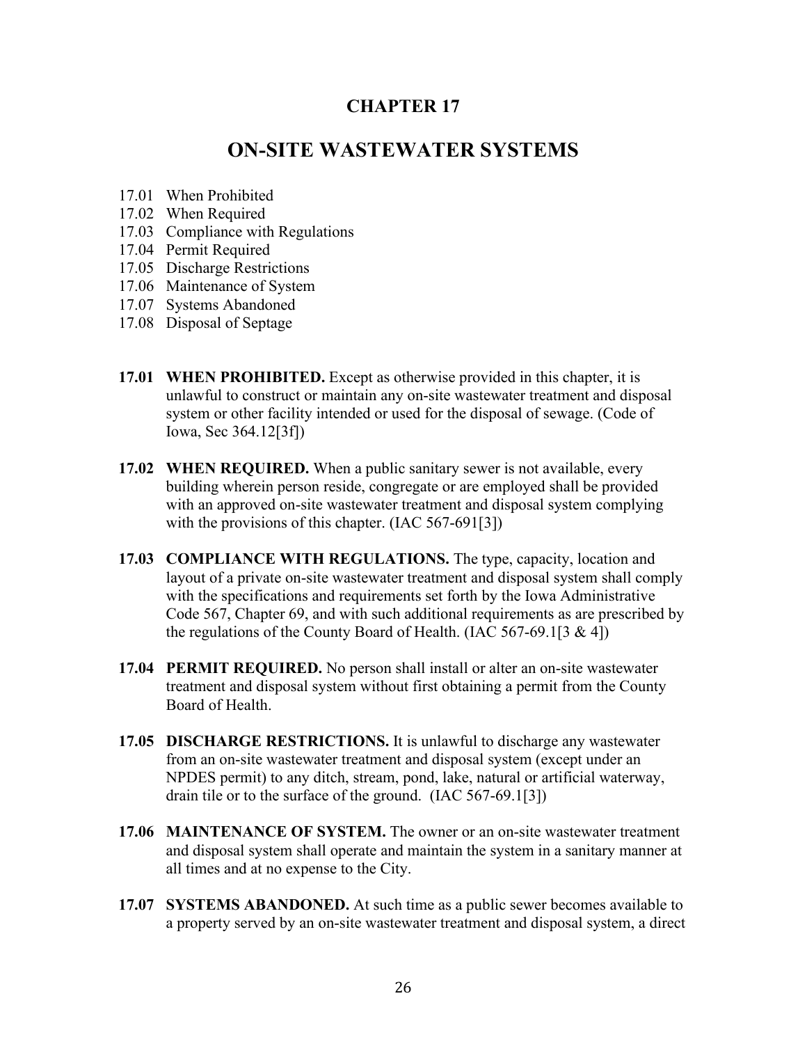# CHAPTER 17

# ON-SITE WASTEWATER SYSTEMS

17.01 When Prohibited
17.02 When Required
17.03 Compliance with Regulations
17.04 Permit Required
17.05 Discharge Restrictions
17.06 Maintenance of System
17.07 Systems Abandoned
17.08 Disposal of Septage

**17.01 WHEN PROHIBITED.** Except as otherwise provided in this chapter, it is unlawful to construct or maintain any on-site wastewater treatment and disposal system or other facility intended or used for the disposal of sewage. (Code of Iowa, Sec 364.12[3f])

**17.02 WHEN REQUIRED.** When a public sanitary sewer is not available, every building wherein person reside, congregate or are employed shall be provided with an approved on-site wastewater treatment and disposal system complying with the provisions of this chapter. (IAC 567-691[3])

**17.03 COMPLIANCE WITH REGULATIONS.** The type, capacity, location and layout of a private on-site wastewater treatment and disposal system shall comply with the specifications and requirements set forth by the Iowa Administrative Code 567, Chapter 69, and with such additional requirements as are prescribed by the regulations of the County Board of Health. (IAC 567-69.1[3 & 4])

**17.04 PERMIT REQUIRED.** No person shall install or alter an on-site wastewater treatment and disposal system without first obtaining a permit from the County Board of Health.

**17.05 DISCHARGE RESTRICTIONS.** It is unlawful to discharge any wastewater from an on-site wastewater treatment and disposal system (except under an NPDES permit) to any ditch, stream, pond, lake, natural or artificial waterway, drain tile or to the surface of the ground. (IAC 567-69.1[3])

**17.06 MAINTENANCE OF SYSTEM.** The owner or an on-site wastewater treatment and disposal system shall operate and maintain the system in a sanitary manner at all times and at no expense to the City.

**17.07 SYSTEMS ABANDONED.** At such time as a public sewer becomes available to a property served by an on-site wastewater treatment and disposal system, a direct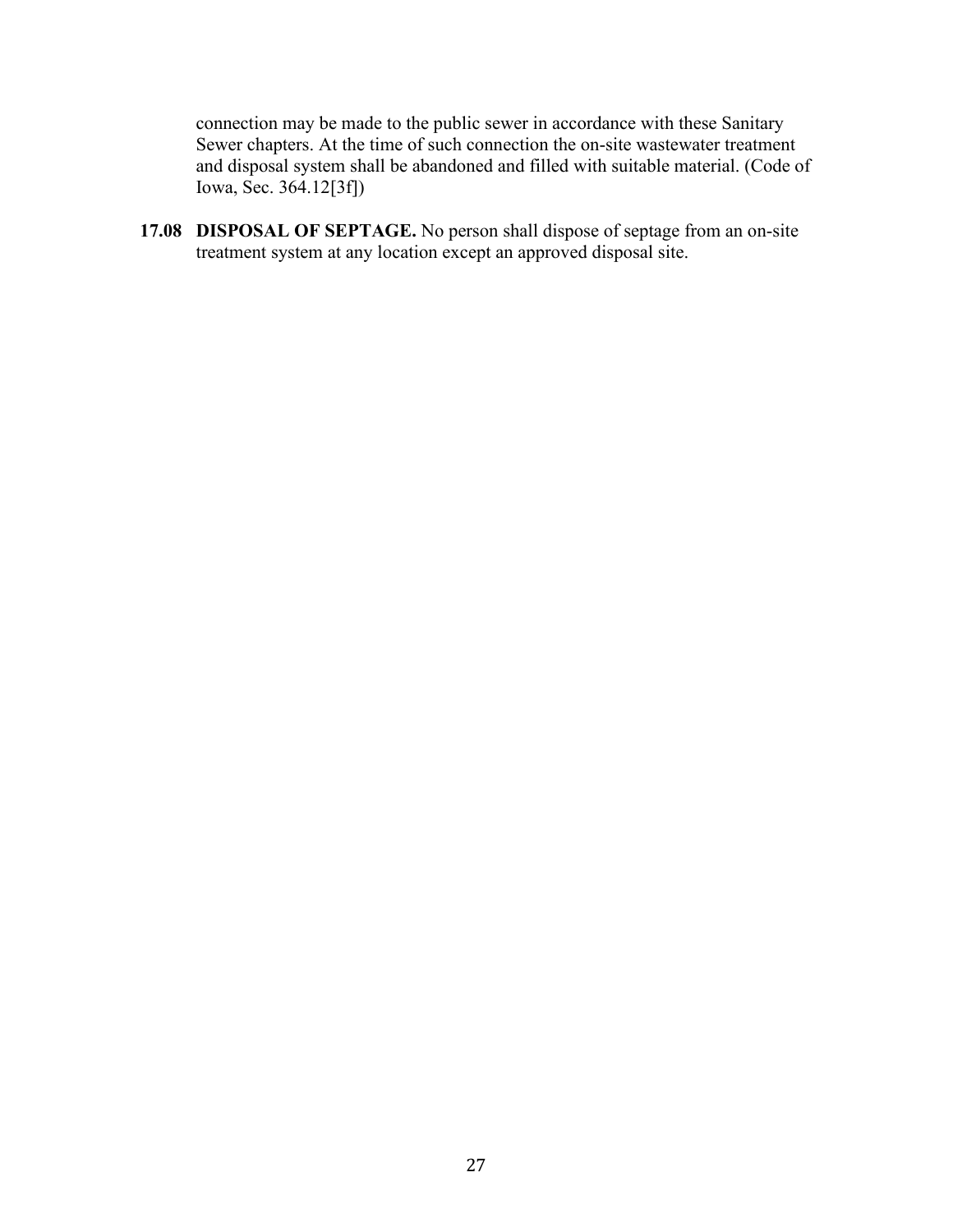connection may be made to the public sewer in accordance with these Sanitary Sewer chapters. At the time of such connection the on-site wastewater treatment and disposal system shall be abandoned and filled with suitable material. (Code of Iowa, Sec. 364.12[3f])

**17.08 DISPOSAL OF SEPTAGE.** No person shall dispose of septage from an on-site treatment system at any location except an approved disposal site.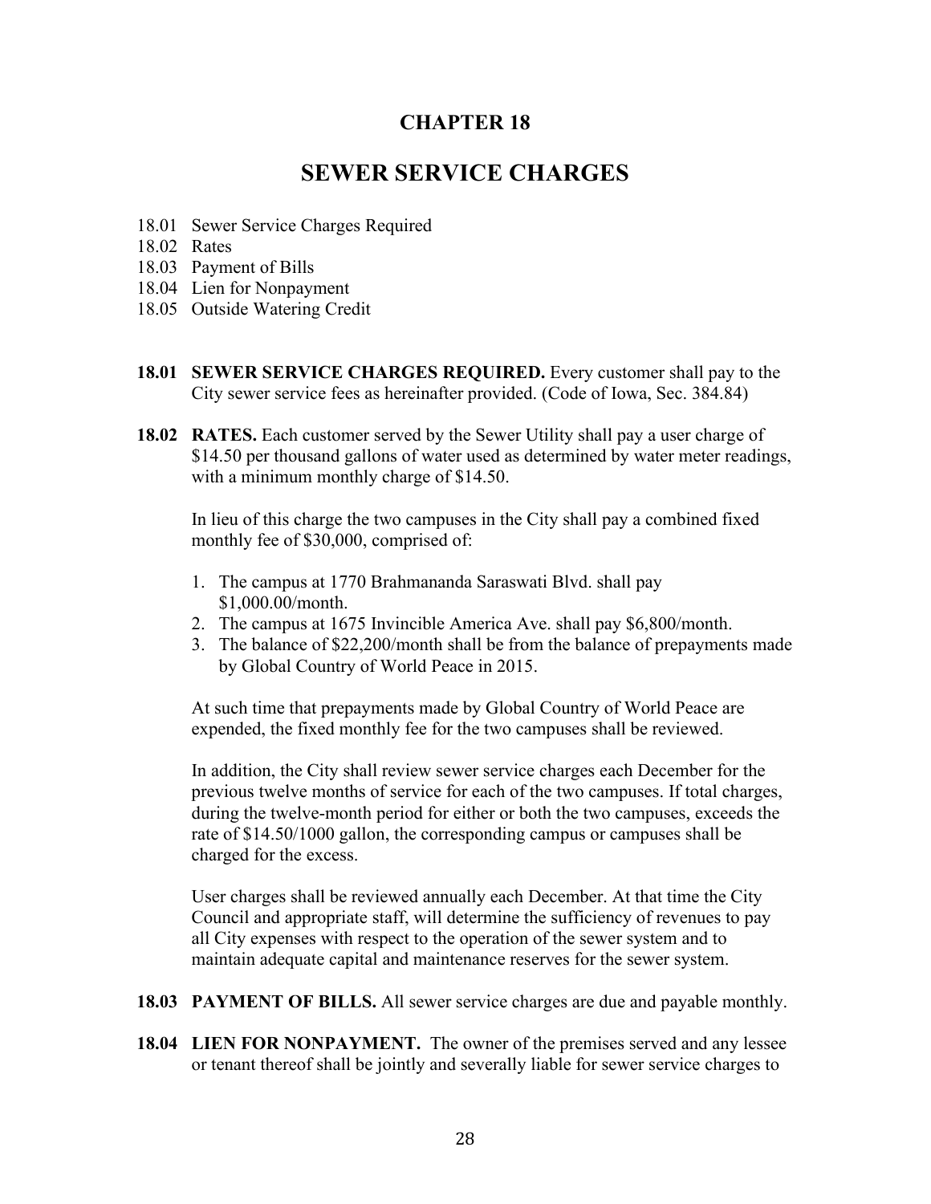# CHAPTER 18

# SEWER SERVICE CHARGES

18.01 Sewer Service Charges Required
18.02 Rates
18.03 Payment of Bills
18.04 Lien for Nonpayment
18.05 Outside Watering Credit

**18.01 SEWER SERVICE CHARGES REQUIRED.** Every customer shall pay to the City sewer service fees as hereinafter provided. (Code of Iowa, Sec. 384.84)

**18.02 RATES.** Each customer served by the Sewer Utility shall pay a user charge of $14.50 per thousand gallons of water used as determined by water meter readings, with a minimum monthly charge of $14.50.

In lieu of this charge the two campuses in the City shall pay a combined fixed monthly fee of $30,000, comprised of:

1. The campus at 1770 Brahmananda Saraswati Blvd. shall pay $1,000.00/month.
2. The campus at 1675 Invincible America Ave. shall pay $6,800/month.
3. The balance of $22,200/month shall be from the balance of prepayments made by Global Country of World Peace in 2015.

At such time that prepayments made by Global Country of World Peace are expended, the fixed monthly fee for the two campuses shall be reviewed.

In addition, the City shall review sewer service charges each December for the previous twelve months of service for each of the two campuses. If total charges, during the twelve-month period for either or both the two campuses, exceeds the rate of $14.50/1000 gallon, the corresponding campus or campuses shall be charged for the excess.

User charges shall be reviewed annually each December. At that time the City Council and appropriate staff, will determine the sufficiency of revenues to pay all City expenses with respect to the operation of the sewer system and to maintain adequate capital and maintenance reserves for the sewer system.

**18.03 PAYMENT OF BILLS.** All sewer service charges are due and payable monthly.

**18.04 LIEN FOR NONPAYMENT.** The owner of the premises served and any lessee or tenant thereof shall be jointly and severally liable for sewer service charges to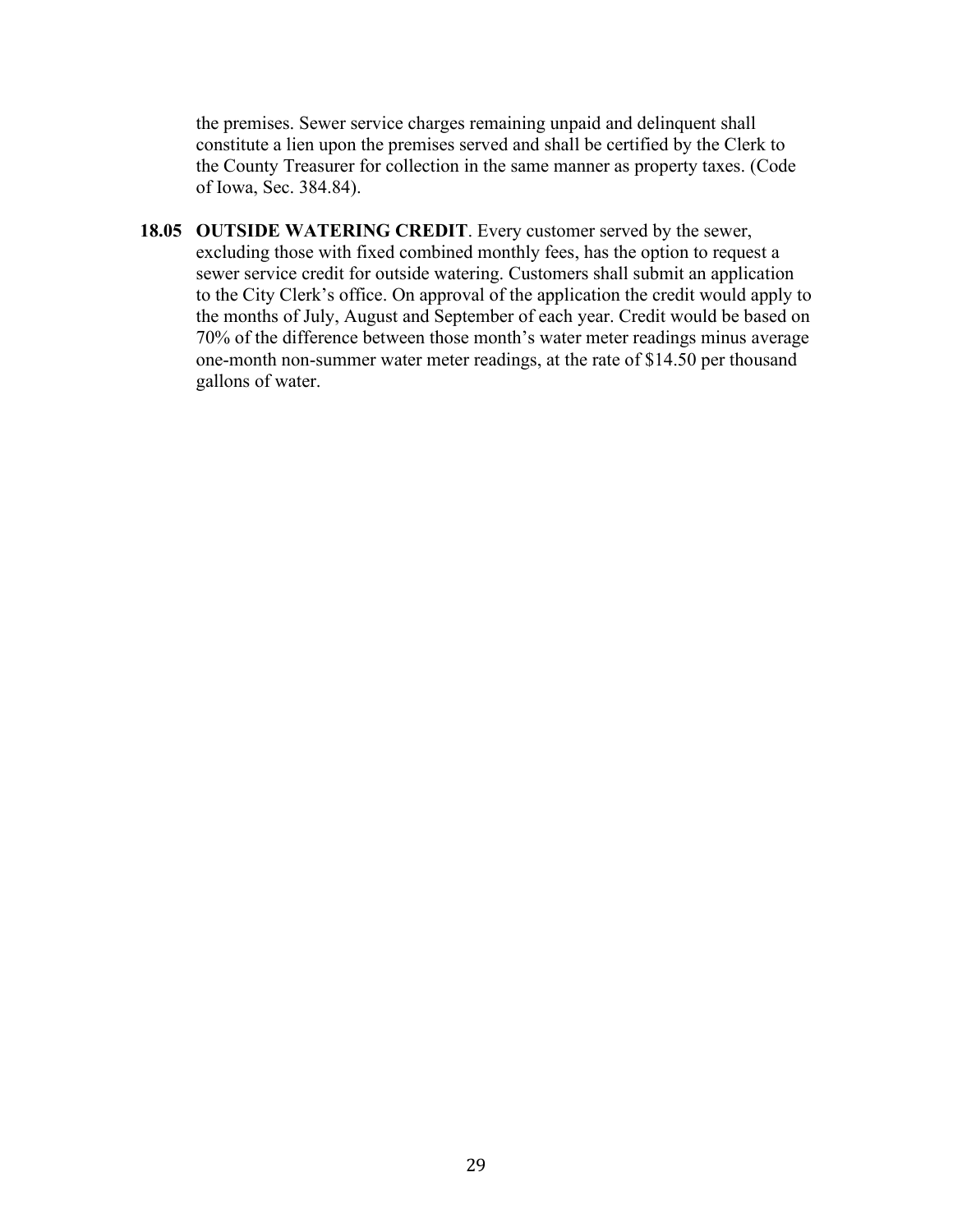the premises. Sewer service charges remaining unpaid and delinquent shall constitute a lien upon the premises served and shall be certified by the Clerk to the County Treasurer for collection in the same manner as property taxes. (Code of Iowa, Sec. 384.84).

**18.05 OUTSIDE WATERING CREDIT**. Every customer served by the sewer, excluding those with fixed combined monthly fees, has the option to request a sewer service credit for outside watering. Customers shall submit an application to the City Clerk's office. On approval of the application the credit would apply to the months of July, August and September of each year. Credit would be based on 70% of the difference between those month's water meter readings minus average one-month non-summer water meter readings, at the rate of $14.50 per thousand gallons of water.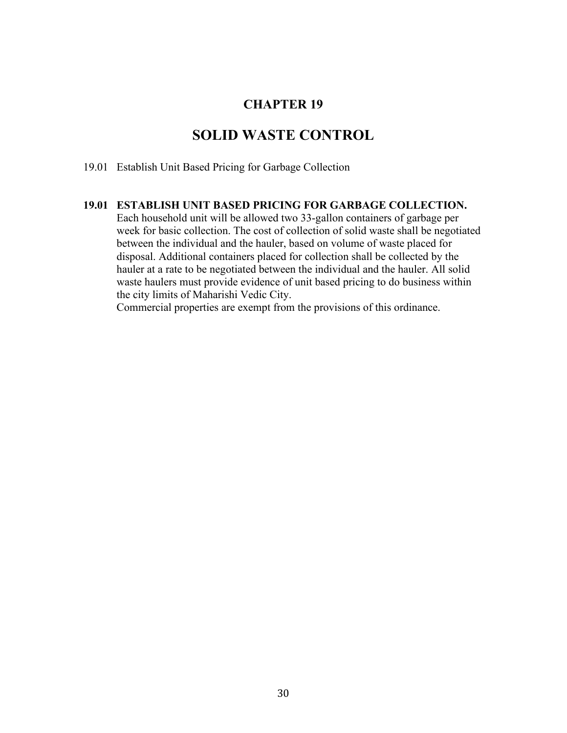# CHAPTER 19

## SOLID WASTE CONTROL

19.01 Establish Unit Based Pricing for Garbage Collection

**19.01 ESTABLISH UNIT BASED PRICING FOR GARBAGE COLLECTION.**
Each household unit will be allowed two 33-gallon containers of garbage per week for basic collection. The cost of collection of solid waste shall be negotiated between the individual and the hauler, based on volume of waste placed for disposal. Additional containers placed for collection shall be collected by the hauler at a rate to be negotiated between the individual and the hauler. All solid waste haulers must provide evidence of unit based pricing to do business within the city limits of Maharishi Vedic City.
Commercial properties are exempt from the provisions of this ordinance.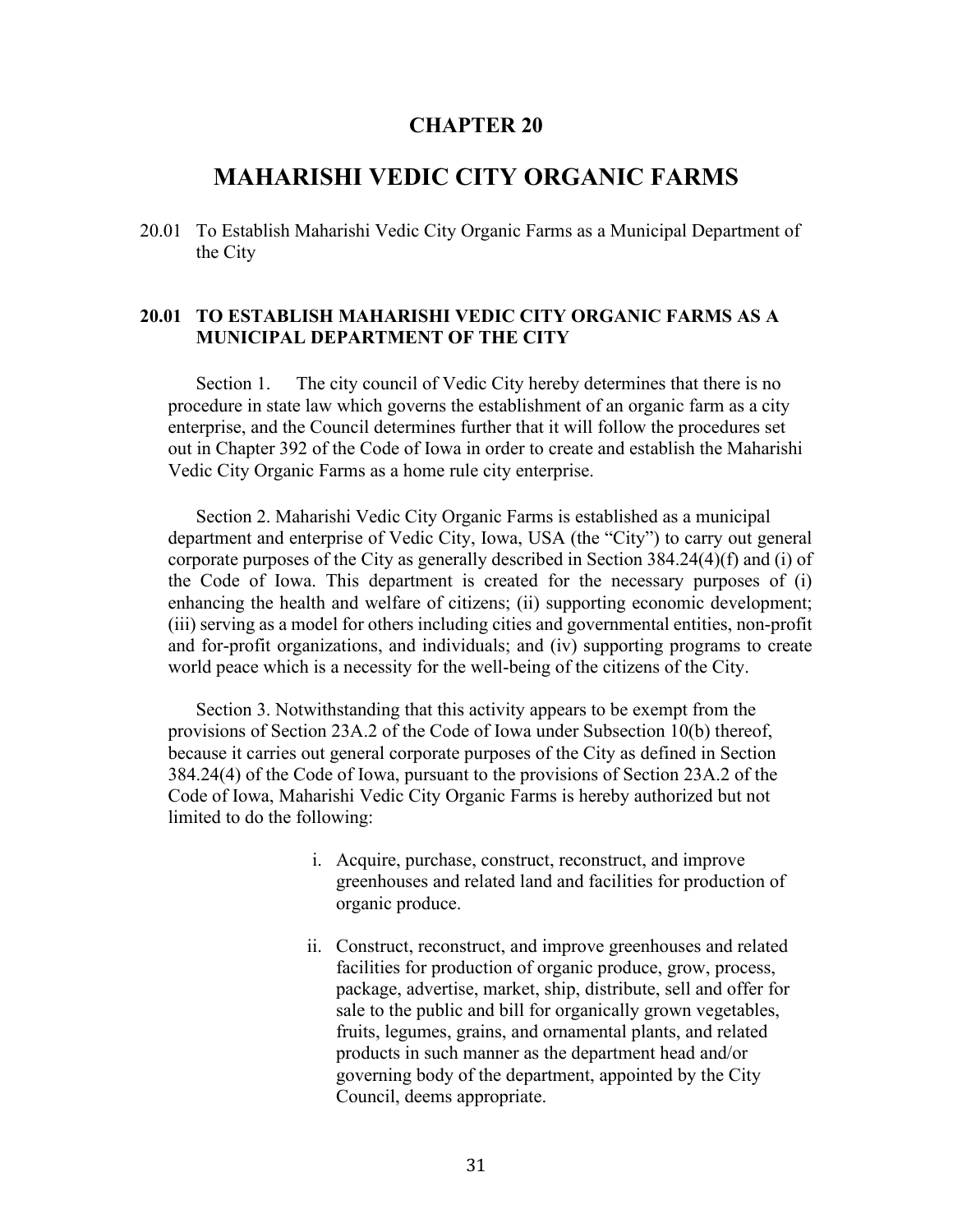# CHAPTER 20

# MAHARISHI VEDIC CITY ORGANIC FARMS

20.01 To Establish Maharishi Vedic City Organic Farms as a Municipal Department of the City

## 20.01 TO ESTABLISH MAHARISHI VEDIC CITY ORGANIC FARMS AS A MUNICIPAL DEPARTMENT OF THE CITY

Section 1. The city council of Vedic City hereby determines that there is no procedure in state law which governs the establishment of an organic farm as a city enterprise, and the Council determines further that it will follow the procedures set out in Chapter 392 of the Code of Iowa in order to create and establish the Maharishi Vedic City Organic Farms as a home rule city enterprise.

Section 2. Maharishi Vedic City Organic Farms is established as a municipal department and enterprise of Vedic City, Iowa, USA (the "City") to carry out general corporate purposes of the City as generally described in Section 384.24(4)(f) and (i) of the Code of Iowa. This department is created for the necessary purposes of (i) enhancing the health and welfare of citizens; (ii) supporting economic development; (iii) serving as a model for others including cities and governmental entities, non-profit and for-profit organizations, and individuals; and (iv) supporting programs to create world peace which is a necessity for the well-being of the citizens of the City.

Section 3. Notwithstanding that this activity appears to be exempt from the provisions of Section 23A.2 of the Code of Iowa under Subsection 10(b) thereof, because it carries out general corporate purposes of the City as defined in Section 384.24(4) of the Code of Iowa, pursuant to the provisions of Section 23A.2 of the Code of Iowa, Maharishi Vedic City Organic Farms is hereby authorized but not limited to do the following:

i. Acquire, purchase, construct, reconstruct, and improve greenhouses and related land and facilities for production of organic produce.

ii. Construct, reconstruct, and improve greenhouses and related facilities for production of organic produce, grow, process, package, advertise, market, ship, distribute, sell and offer for sale to the public and bill for organically grown vegetables, fruits, legumes, grains, and ornamental plants, and related products in such manner as the department head and/or governing body of the department, appointed by the City Council, deems appropriate.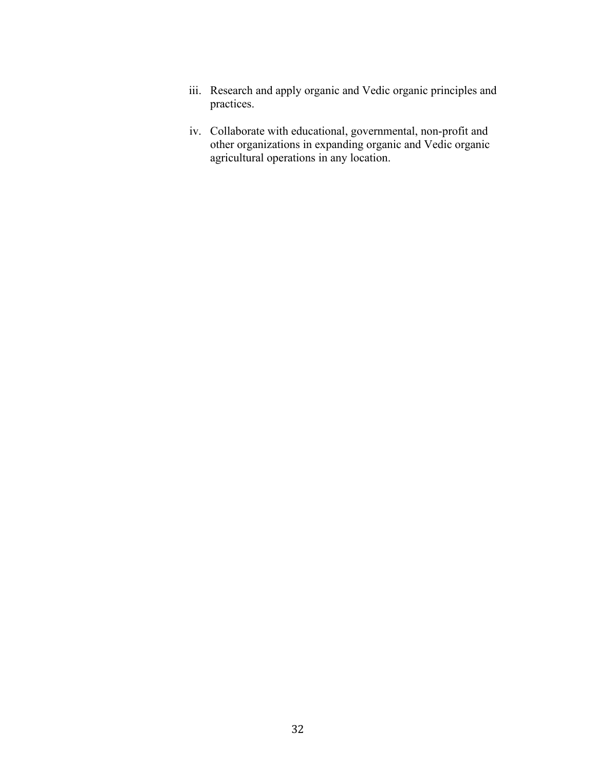iii. Research and apply organic and Vedic organic principles and practices.

iv. Collaborate with educational, governmental, non-profit and other organizations in expanding organic and Vedic organic agricultural operations in any location.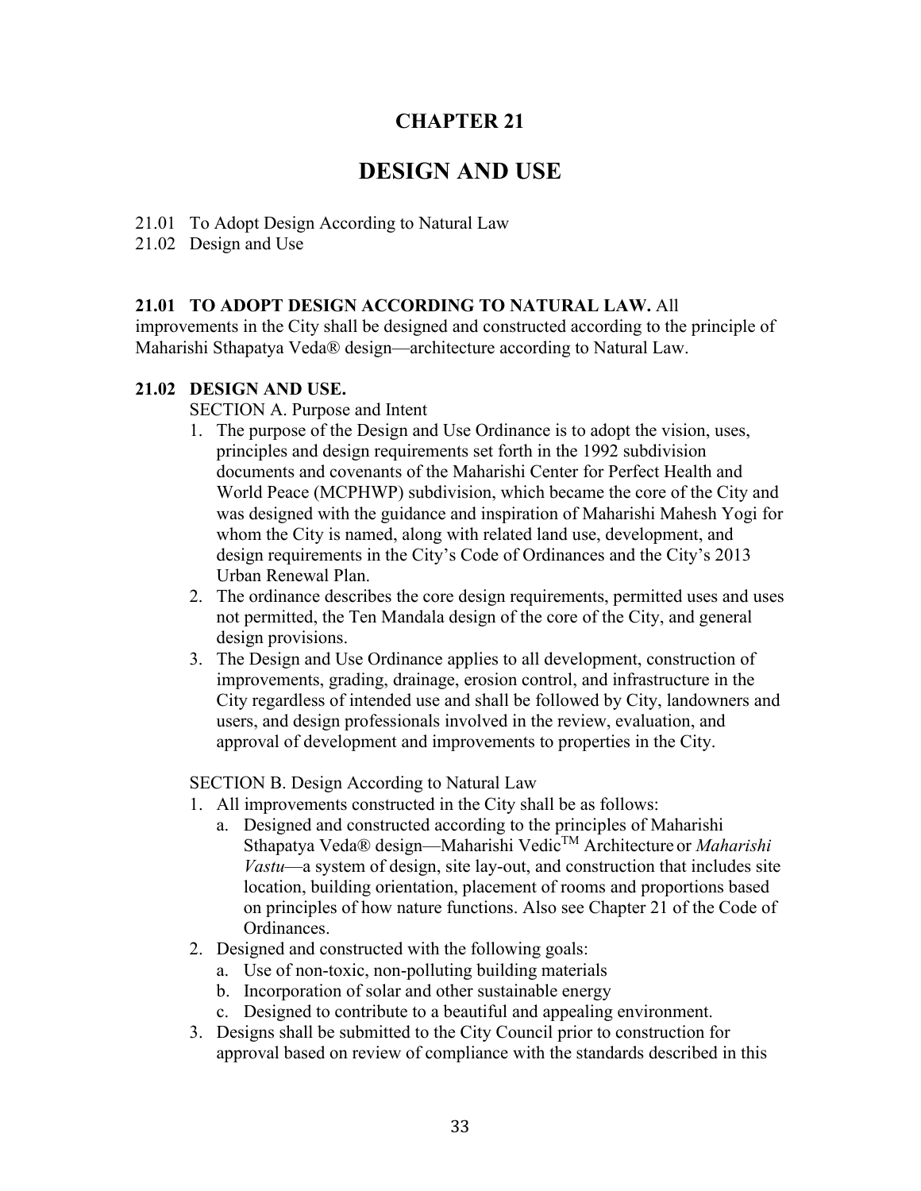# CHAPTER 21

# DESIGN AND USE

21.01 To Adopt Design According to Natural Law
21.02 Design and Use

**21.01 TO ADOPT DESIGN ACCORDING TO NATURAL LAW.** All improvements in the City shall be designed and constructed according to the principle of Maharishi Sthapatya Veda® design—architecture according to Natural Law.

**21.02 DESIGN AND USE.**

SECTION A. Purpose and Intent

1. The purpose of the Design and Use Ordinance is to adopt the vision, uses, principles and design requirements set forth in the 1992 subdivision documents and covenants of the Maharishi Center for Perfect Health and World Peace (MCPHWP) subdivision, which became the core of the City and was designed with the guidance and inspiration of Maharishi Mahesh Yogi for whom the City is named, along with related land use, development, and design requirements in the City's Code of Ordinances and the City's 2013 Urban Renewal Plan.
2. The ordinance describes the core design requirements, permitted uses and uses not permitted, the Ten Mandala design of the core of the City, and general design provisions.
3. The Design and Use Ordinance applies to all development, construction of improvements, grading, drainage, erosion control, and infrastructure in the City regardless of intended use and shall be followed by City, landowners and users, and design professionals involved in the review, evaluation, and approval of development and improvements to properties in the City.

SECTION B. Design According to Natural Law

1. All improvements constructed in the City shall be as follows:
   a. Designed and constructed according to the principles of Maharishi Sthapatya Veda® design—Maharishi Vedic™ Architecture or *Maharishi Vastu*—a system of design, site lay-out, and construction that includes site location, building orientation, placement of rooms and proportions based on principles of how nature functions. Also see Chapter 21 of the Code of Ordinances.
2. Designed and constructed with the following goals:
   a. Use of non-toxic, non-polluting building materials
   b. Incorporation of solar and other sustainable energy
   c. Designed to contribute to a beautiful and appealing environment.
3. Designs shall be submitted to the City Council prior to construction for approval based on review of compliance with the standards described in this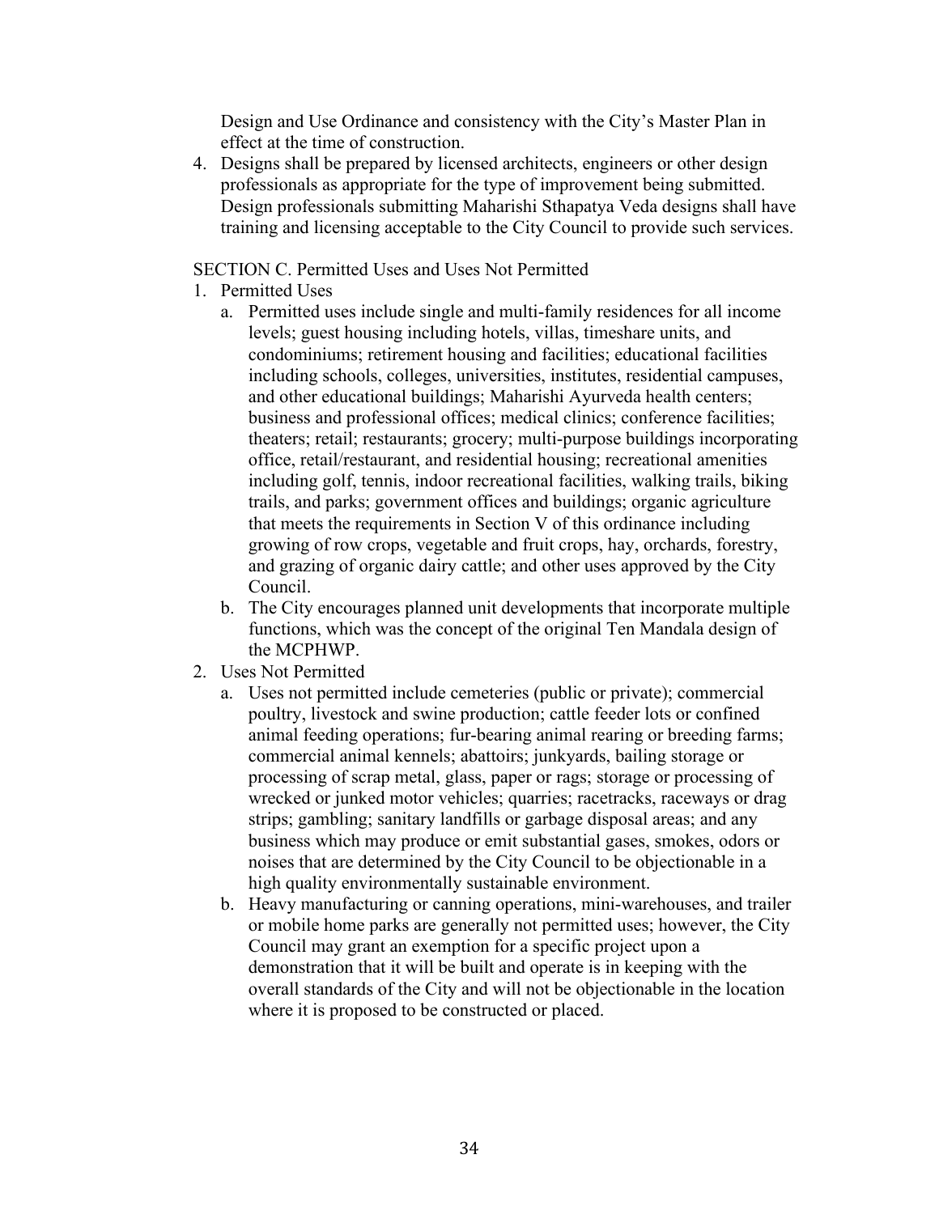Design and Use Ordinance and consistency with the City's Master Plan in effect at the time of construction.

4. Designs shall be prepared by licensed architects, engineers or other design professionals as appropriate for the type of improvement being submitted. Design professionals submitting Maharishi Sthapatya Veda designs shall have training and licensing acceptable to the City Council to provide such services.

SECTION C. Permitted Uses and Uses Not Permitted

1. Permitted Uses
   a. Permitted uses include single and multi-family residences for all income levels; guest housing including hotels, villas, timeshare units, and condominiums; retirement housing and facilities; educational facilities including schools, colleges, universities, institutes, residential campuses, and other educational buildings; Maharishi Ayurveda health centers; business and professional offices; medical clinics; conference facilities; theaters; retail; restaurants; grocery; multi-purpose buildings incorporating office, retail/restaurant, and residential housing; recreational amenities including golf, tennis, indoor recreational facilities, walking trails, biking trails, and parks; government offices and buildings; organic agriculture that meets the requirements in Section V of this ordinance including growing of row crops, vegetable and fruit crops, hay, orchards, forestry, and grazing of organic dairy cattle; and other uses approved by the City Council.
   b. The City encourages planned unit developments that incorporate multiple functions, which was the concept of the original Ten Mandala design of the MCPHWP.
2. Uses Not Permitted
   a. Uses not permitted include cemeteries (public or private); commercial poultry, livestock and swine production; cattle feeder lots or confined animal feeding operations; fur-bearing animal rearing or breeding farms; commercial animal kennels; abattoirs; junkyards, bailing storage or processing of scrap metal, glass, paper or rags; storage or processing of wrecked or junked motor vehicles; quarries; racetracks, raceways or drag strips; gambling; sanitary landfills or garbage disposal areas; and any business which may produce or emit substantial gases, smokes, odors or noises that are determined by the City Council to be objectionable in a high quality environmentally sustainable environment.
   b. Heavy manufacturing or canning operations, mini-warehouses, and trailer or mobile home parks are generally not permitted uses; however, the City Council may grant an exemption for a specific project upon a demonstration that it will be built and operate is in keeping with the overall standards of the City and will not be objectionable in the location where it is proposed to be constructed or placed.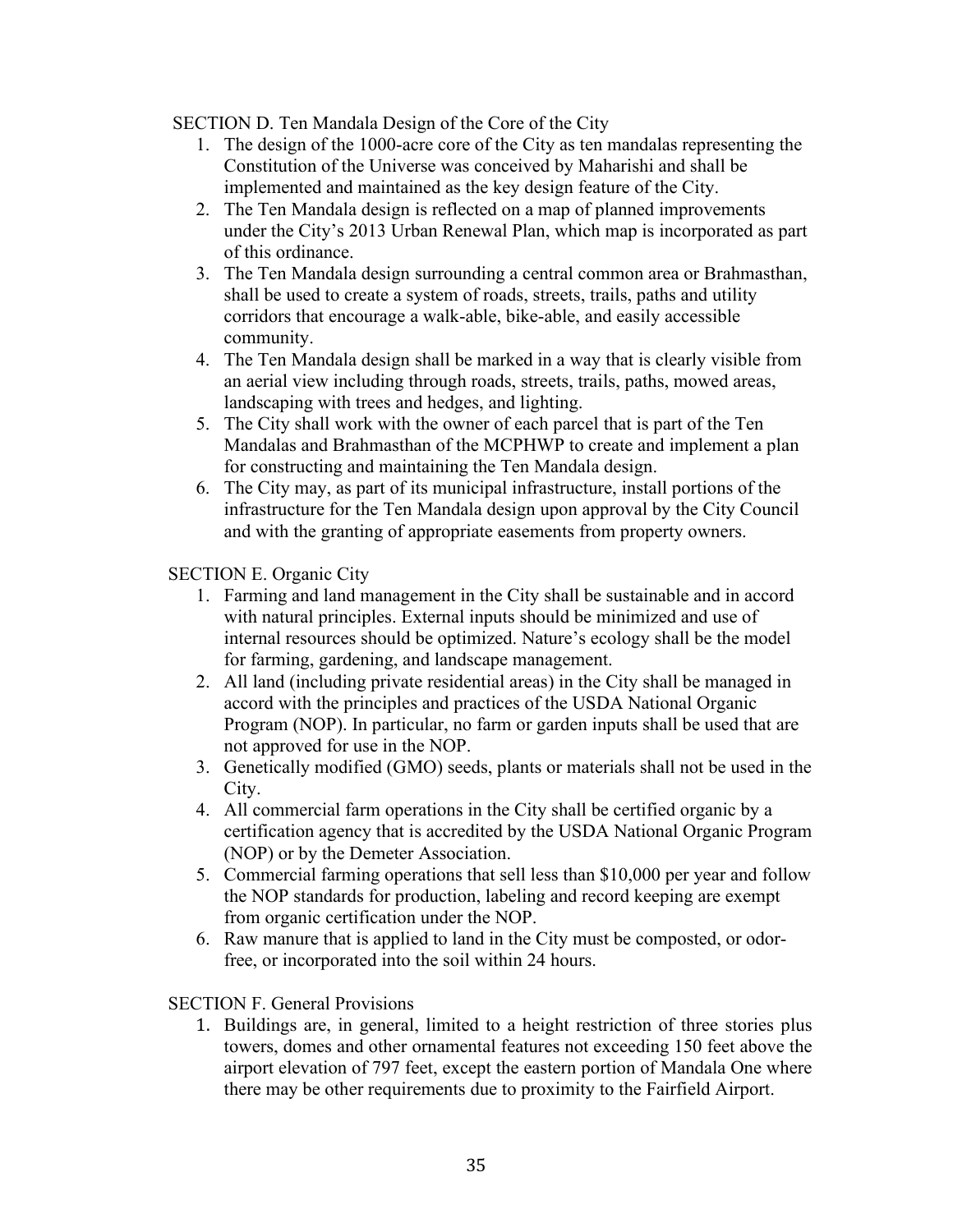SECTION D. Ten Mandala Design of the Core of the City

1. The design of the 1000-acre core of the City as ten mandalas representing the Constitution of the Universe was conceived by Maharishi and shall be implemented and maintained as the key design feature of the City.
2. The Ten Mandala design is reflected on a map of planned improvements under the City's 2013 Urban Renewal Plan, which map is incorporated as part of this ordinance.
3. The Ten Mandala design surrounding a central common area or Brahmasthan, shall be used to create a system of roads, streets, trails, paths and utility corridors that encourage a walk-able, bike-able, and easily accessible community.
4. The Ten Mandala design shall be marked in a way that is clearly visible from an aerial view including through roads, streets, trails, paths, mowed areas, landscaping with trees and hedges, and lighting.
5. The City shall work with the owner of each parcel that is part of the Ten Mandalas and Brahmasthan of the MCPHWP to create and implement a plan for constructing and maintaining the Ten Mandala design.
6. The City may, as part of its municipal infrastructure, install portions of the infrastructure for the Ten Mandala design upon approval by the City Council and with the granting of appropriate easements from property owners.

SECTION E. Organic City

1. Farming and land management in the City shall be sustainable and in accord with natural principles. External inputs should be minimized and use of internal resources should be optimized. Nature's ecology shall be the model for farming, gardening, and landscape management.
2. All land (including private residential areas) in the City shall be managed in accord with the principles and practices of the USDA National Organic Program (NOP). In particular, no farm or garden inputs shall be used that are not approved for use in the NOP.
3. Genetically modified (GMO) seeds, plants or materials shall not be used in the City.
4. All commercial farm operations in the City shall be certified organic by a certification agency that is accredited by the USDA National Organic Program (NOP) or by the Demeter Association.
5. Commercial farming operations that sell less than $10,000 per year and follow the NOP standards for production, labeling and record keeping are exempt from organic certification under the NOP.
6. Raw manure that is applied to land in the City must be composted, or odor-free, or incorporated into the soil within 24 hours.

SECTION F. General Provisions

1. Buildings are, in general, limited to a height restriction of three stories plus towers, domes and other ornamental features not exceeding 150 feet above the airport elevation of 797 feet, except the eastern portion of Mandala One where there may be other requirements due to proximity to the Fairfield Airport.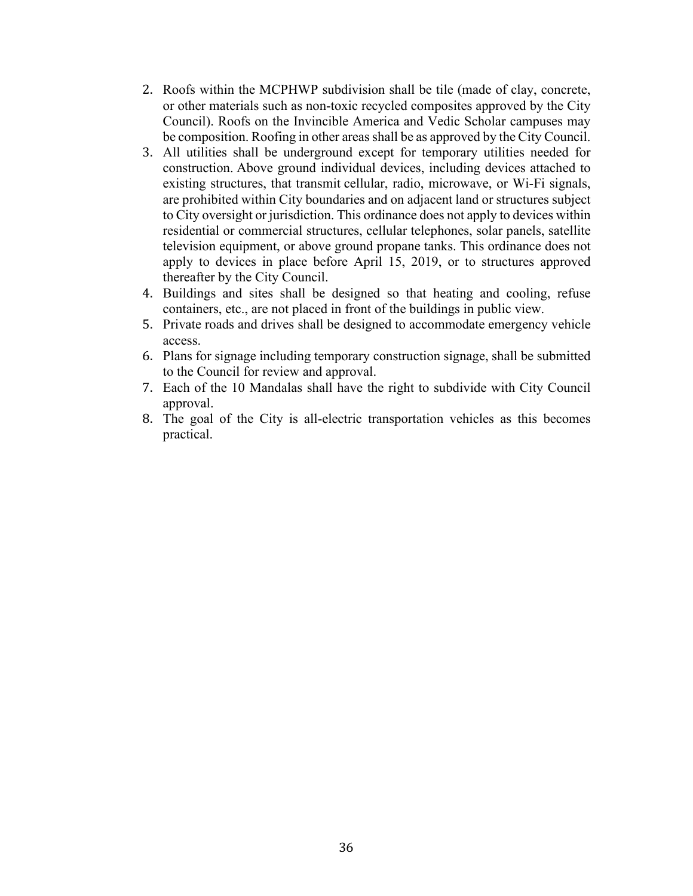2. Roofs within the MCPHWP subdivision shall be tile (made of clay, concrete, or other materials such as non-toxic recycled composites approved by the City Council). Roofs on the Invincible America and Vedic Scholar campuses may be composition. Roofing in other areas shall be as approved by the City Council.
3. All utilities shall be underground except for temporary utilities needed for construction. Above ground individual devices, including devices attached to existing structures, that transmit cellular, radio, microwave, or Wi-Fi signals, are prohibited within City boundaries and on adjacent land or structures subject to City oversight or jurisdiction. This ordinance does not apply to devices within residential or commercial structures, cellular telephones, solar panels, satellite television equipment, or above ground propane tanks. This ordinance does not apply to devices in place before April 15, 2019, or to structures approved thereafter by the City Council.
4. Buildings and sites shall be designed so that heating and cooling, refuse containers, etc., are not placed in front of the buildings in public view.
5. Private roads and drives shall be designed to accommodate emergency vehicle access.
6. Plans for signage including temporary construction signage, shall be submitted to the Council for review and approval.
7. Each of the 10 Mandalas shall have the right to subdivide with City Council approval.
8. The goal of the City is all-electric transportation vehicles as this becomes practical.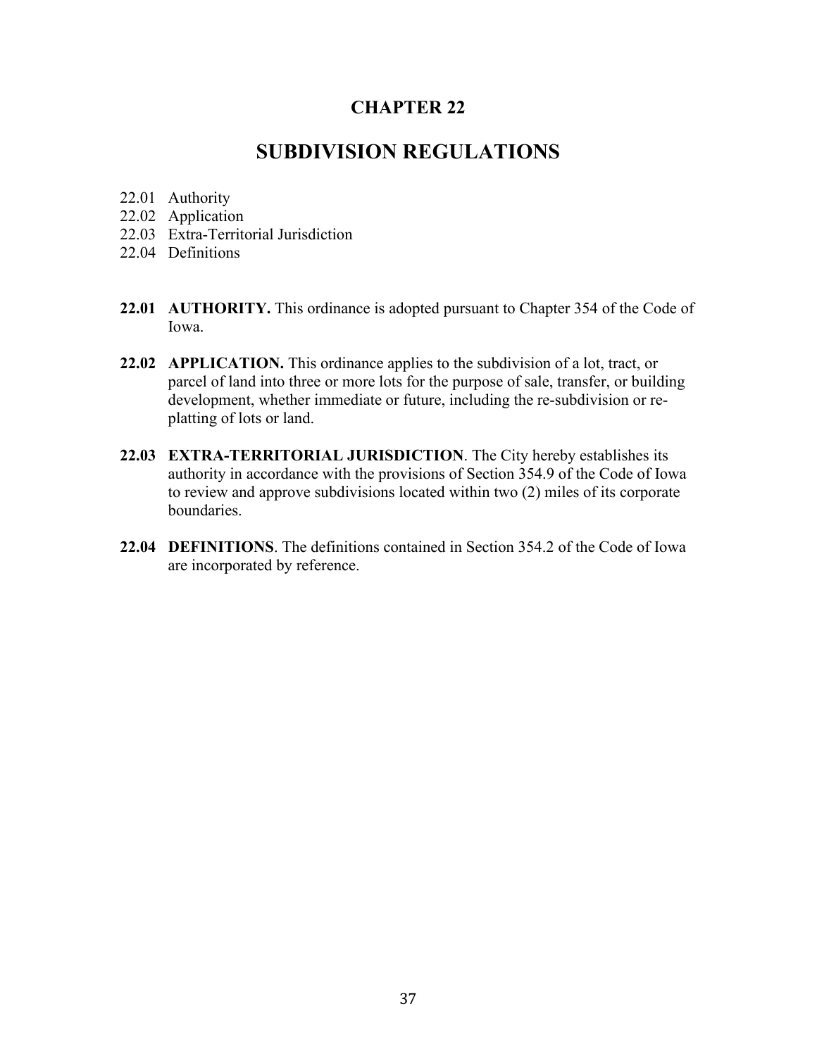# CHAPTER 22

# SUBDIVISION REGULATIONS

22.01 Authority
22.02 Application
22.03 Extra-Territorial Jurisdiction
22.04 Definitions

**22.01 AUTHORITY.** This ordinance is adopted pursuant to Chapter 354 of the Code of Iowa.

**22.02 APPLICATION.** This ordinance applies to the subdivision of a lot, tract, or parcel of land into three or more lots for the purpose of sale, transfer, or building development, whether immediate or future, including the re-subdivision or re-platting of lots or land.

**22.03 EXTRA-TERRITORIAL JURISDICTION**. The City hereby establishes its authority in accordance with the provisions of Section 354.9 of the Code of Iowa to review and approve subdivisions located within two (2) miles of its corporate boundaries.

**22.04 DEFINITIONS**. The definitions contained in Section 354.2 of the Code of Iowa are incorporated by reference.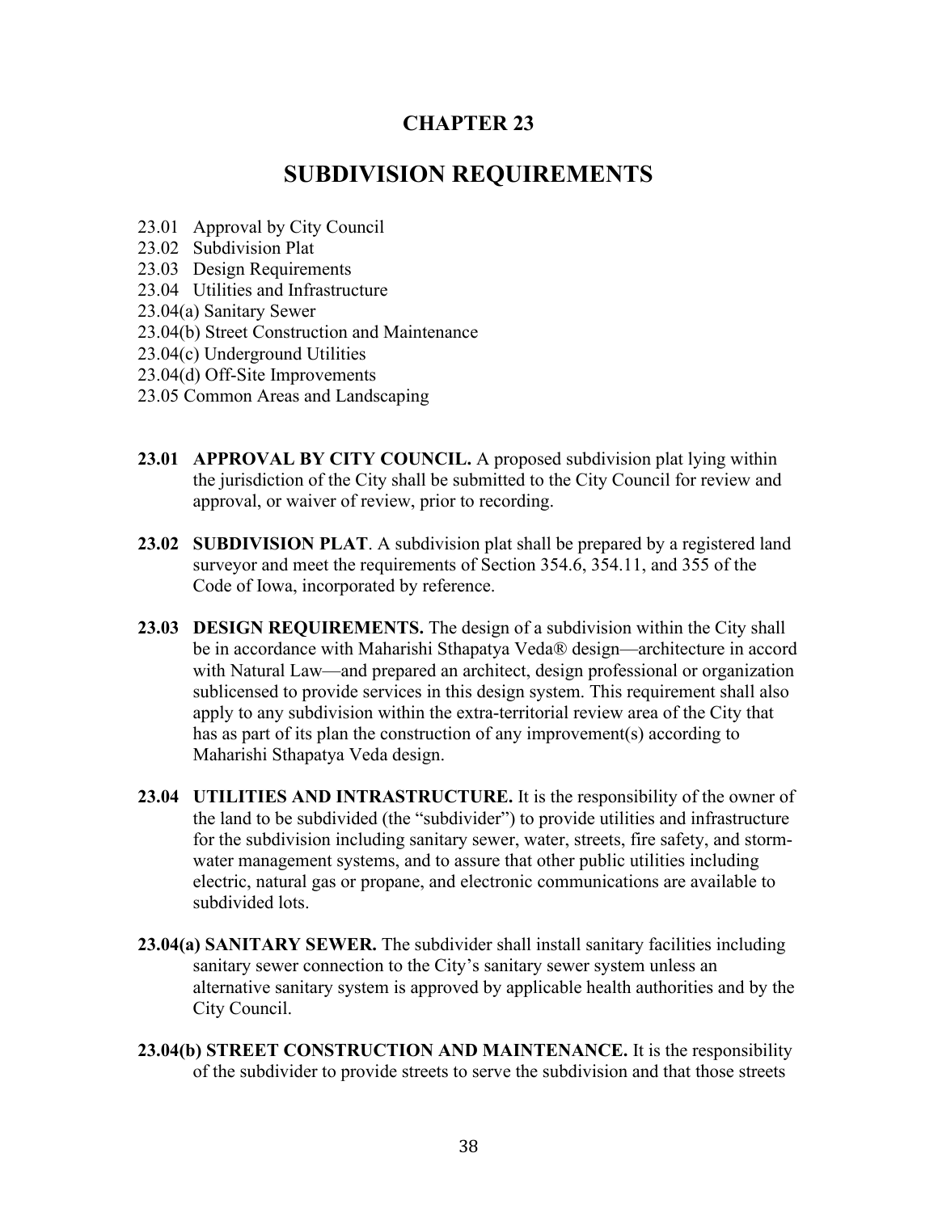# CHAPTER 23

## SUBDIVISION REQUIREMENTS

23.01 Approval by City Council
23.02 Subdivision Plat
23.03 Design Requirements
23.04 Utilities and Infrastructure
23.04(a) Sanitary Sewer
23.04(b) Street Construction and Maintenance
23.04(c) Underground Utilities
23.04(d) Off-Site Improvements
23.05 Common Areas and Landscaping

**23.01 APPROVAL BY CITY COUNCIL.** A proposed subdivision plat lying within the jurisdiction of the City shall be submitted to the City Council for review and approval, or waiver of review, prior to recording.

**23.02 SUBDIVISION PLAT**. A subdivision plat shall be prepared by a registered land surveyor and meet the requirements of Section 354.6, 354.11, and 355 of the Code of Iowa, incorporated by reference.

**23.03 DESIGN REQUIREMENTS.** The design of a subdivision within the City shall be in accordance with Maharishi Sthapatya Veda® design—architecture in accord with Natural Law—and prepared an architect, design professional or organization sublicensed to provide services in this design system. This requirement shall also apply to any subdivision within the extra-territorial review area of the City that has as part of its plan the construction of any improvement(s) according to Maharishi Sthapatya Veda design.

**23.04 UTILITIES AND INTRASTRUCTURE.** It is the responsibility of the owner of the land to be subdivided (the "subdivider") to provide utilities and infrastructure for the subdivision including sanitary sewer, water, streets, fire safety, and storm-water management systems, and to assure that other public utilities including electric, natural gas or propane, and electronic communications are available to subdivided lots.

**23.04(a) SANITARY SEWER.** The subdivider shall install sanitary facilities including sanitary sewer connection to the City's sanitary sewer system unless an alternative sanitary system is approved by applicable health authorities and by the City Council.

**23.04(b) STREET CONSTRUCTION AND MAINTENANCE.** It is the responsibility of the subdivider to provide streets to serve the subdivision and that those streets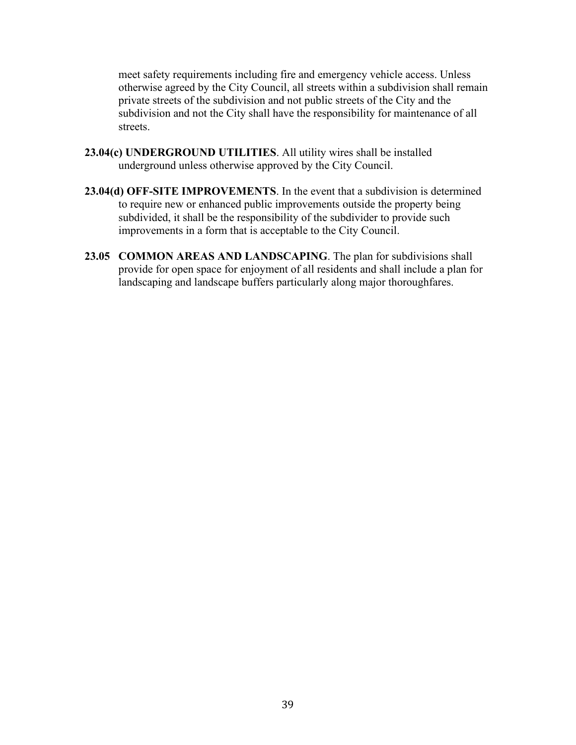meet safety requirements including fire and emergency vehicle access. Unless otherwise agreed by the City Council, all streets within a subdivision shall remain private streets of the subdivision and not public streets of the City and the subdivision and not the City shall have the responsibility for maintenance of all streets.

**23.04(c) UNDERGROUND UTILITIES**. All utility wires shall be installed underground unless otherwise approved by the City Council.

**23.04(d) OFF-SITE IMPROVEMENTS**. In the event that a subdivision is determined to require new or enhanced public improvements outside the property being subdivided, it shall be the responsibility of the subdivider to provide such improvements in a form that is acceptable to the City Council.

**23.05 COMMON AREAS AND LANDSCAPING**. The plan for subdivisions shall provide for open space for enjoyment of all residents and shall include a plan for landscaping and landscape buffers particularly along major thoroughfares.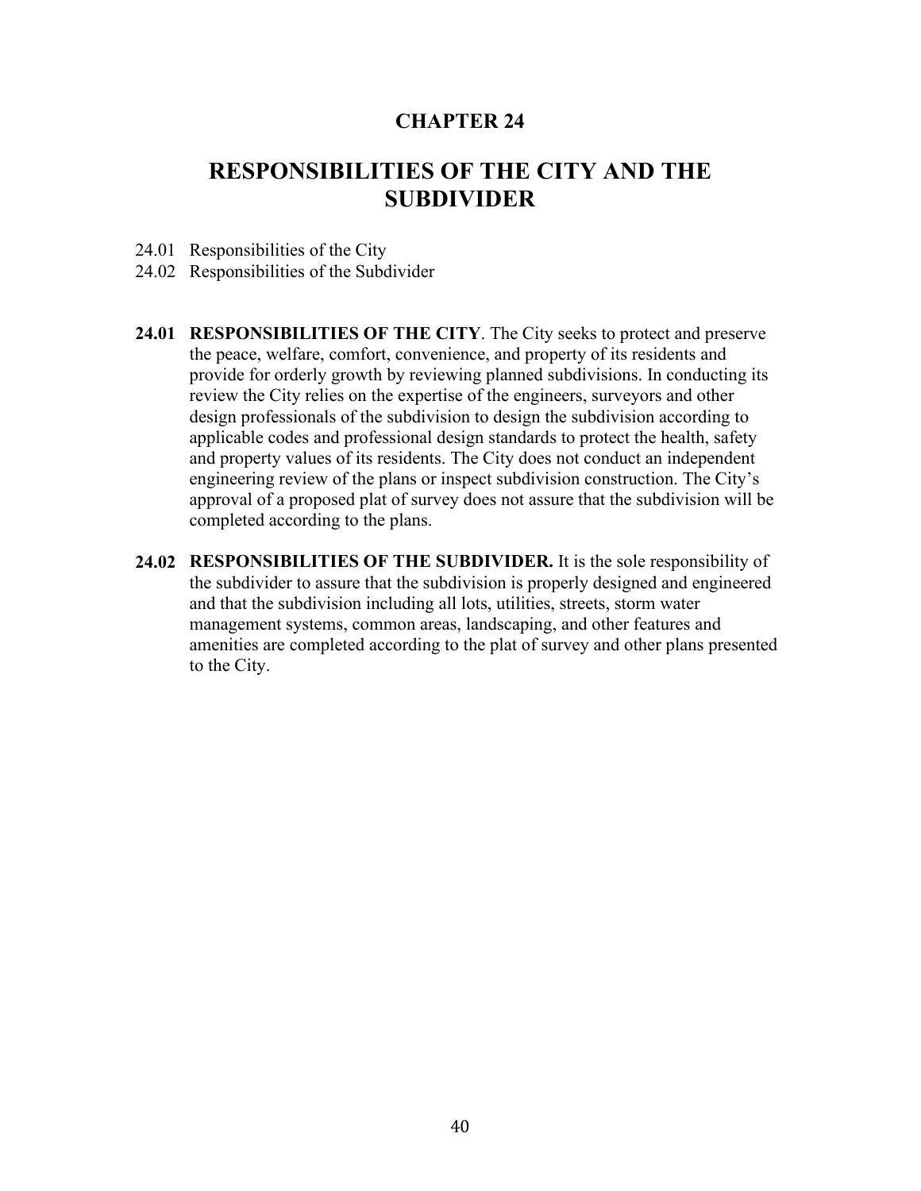# CHAPTER 24

# RESPONSIBILITIES OF THE CITY AND THE SUBDIVIDER

24.01 Responsibilities of the City
24.02 Responsibilities of the Subdivider

**24.01 RESPONSIBILITIES OF THE CITY**. The City seeks to protect and preserve the peace, welfare, comfort, convenience, and property of its residents and provide for orderly growth by reviewing planned subdivisions. In conducting its review the City relies on the expertise of the engineers, surveyors and other design professionals of the subdivision to design the subdivision according to applicable codes and professional design standards to protect the health, safety and property values of its residents. The City does not conduct an independent engineering review of the plans or inspect subdivision construction. The City's approval of a proposed plat of survey does not assure that the subdivision will be completed according to the plans.

**24.02 RESPONSIBILITIES OF THE SUBDIVIDER.** It is the sole responsibility of the subdivider to assure that the subdivision is properly designed and engineered and that the subdivision including all lots, utilities, streets, storm water management systems, common areas, landscaping, and other features and amenities are completed according to the plat of survey and other plans presented to the City.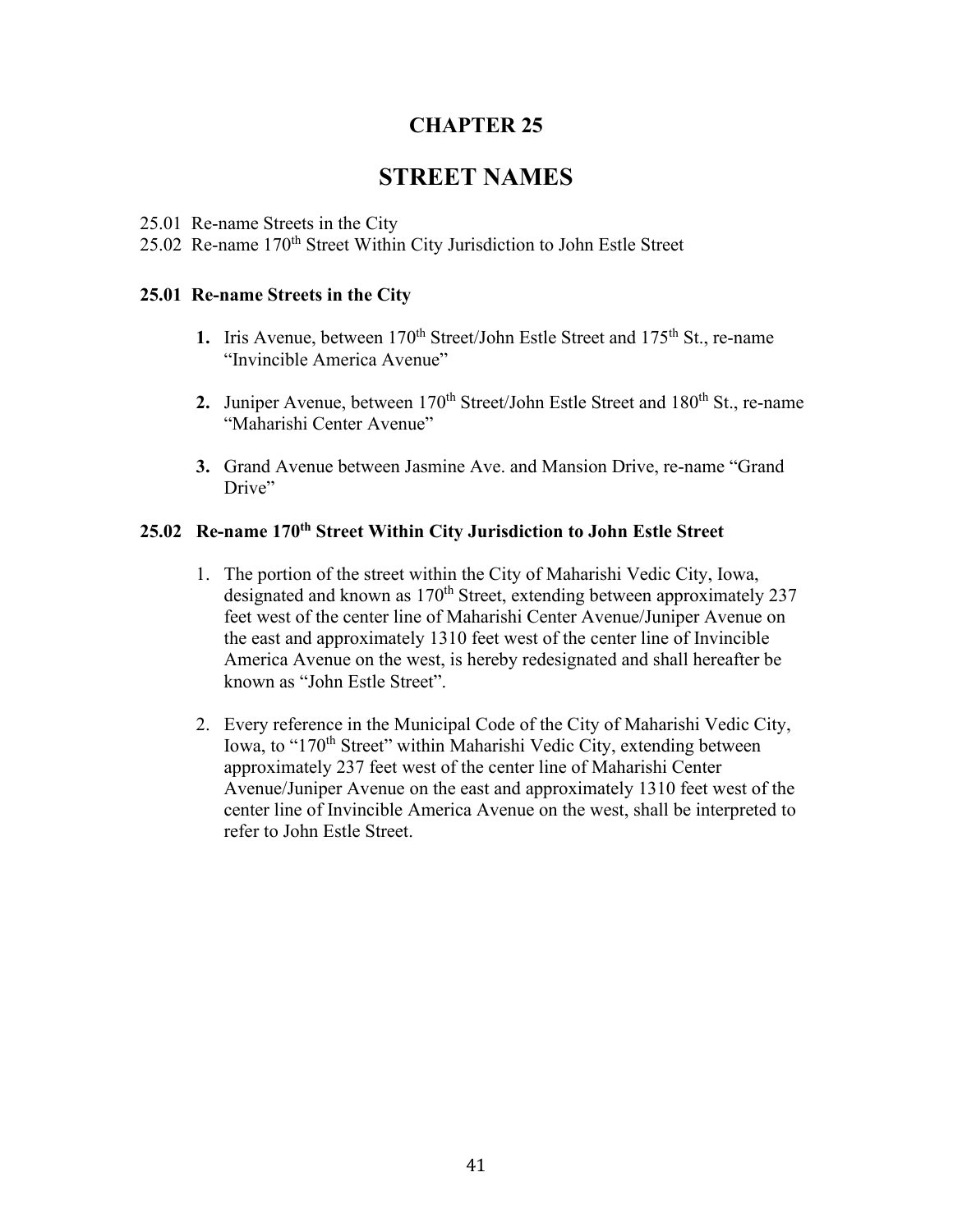# CHAPTER 25

# STREET NAMES

25.01 Re-name Streets in the City
25.02 Re-name 170th Street Within City Jurisdiction to John Estle Street

### 25.01 Re-name Streets in the City

1. Iris Avenue, between 170th Street/John Estle Street and 175th St., re-name "Invincible America Avenue"

2. Juniper Avenue, between 170th Street/John Estle Street and 180th St., re-name "Maharishi Center Avenue"

3. Grand Avenue between Jasmine Ave. and Mansion Drive, re-name "Grand Drive"

### 25.02 Re-name 170th Street Within City Jurisdiction to John Estle Street

1. The portion of the street within the City of Maharishi Vedic City, Iowa, designated and known as 170th Street, extending between approximately 237 feet west of the center line of Maharishi Center Avenue/Juniper Avenue on the east and approximately 1310 feet west of the center line of Invincible America Avenue on the west, is hereby redesignated and shall hereafter be known as "John Estle Street".

2. Every reference in the Municipal Code of the City of Maharishi Vedic City, Iowa, to "170th Street" within Maharishi Vedic City, extending between approximately 237 feet west of the center line of Maharishi Center Avenue/Juniper Avenue on the east and approximately 1310 feet west of the center line of Invincible America Avenue on the west, shall be interpreted to refer to John Estle Street.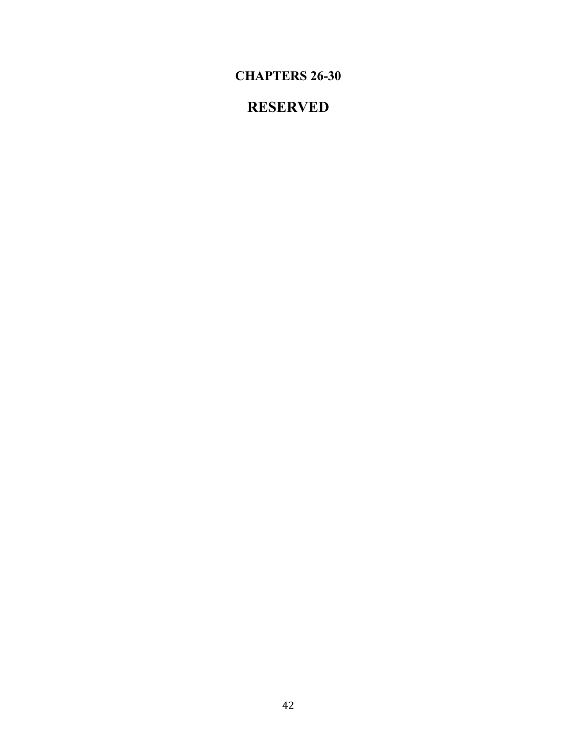# CHAPTERS 26-30

# RESERVED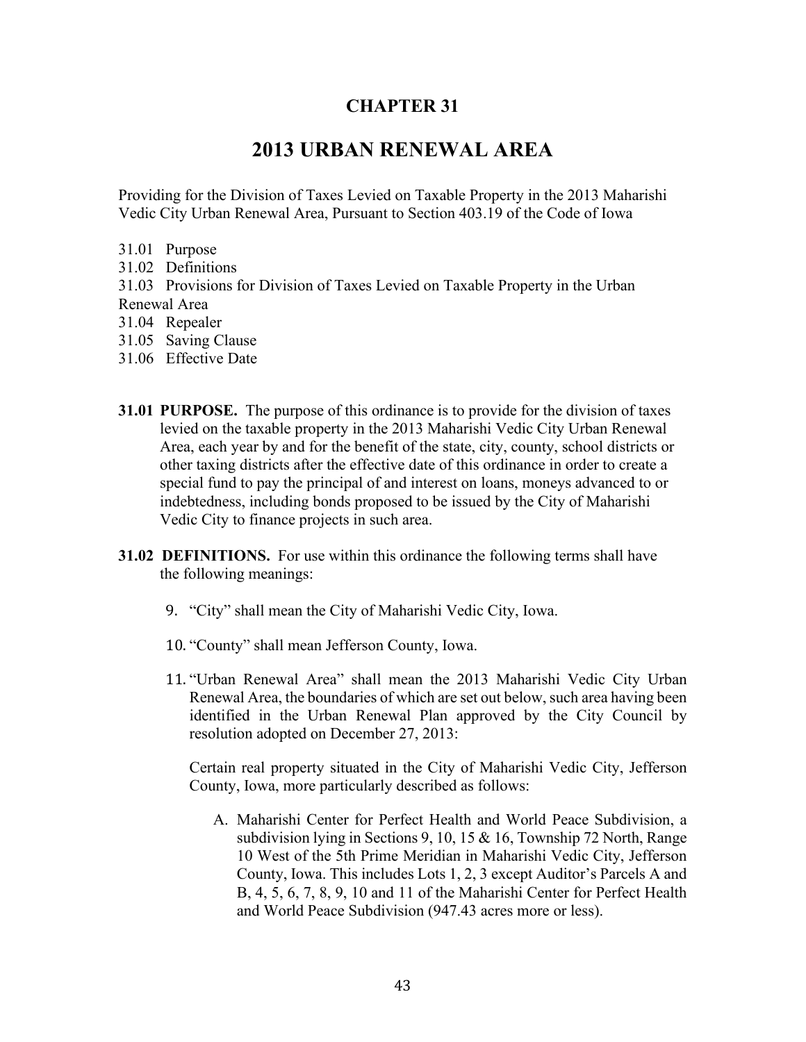# CHAPTER 31

## 2013 URBAN RENEWAL AREA

Providing for the Division of Taxes Levied on Taxable Property in the 2013 Maharishi Vedic City Urban Renewal Area, Pursuant to Section 403.19 of the Code of Iowa

31.01 Purpose
31.02 Definitions
31.03 Provisions for Division of Taxes Levied on Taxable Property in the Urban Renewal Area
31.04 Repealer
31.05 Saving Clause
31.06 Effective Date

**31.01 PURPOSE.** The purpose of this ordinance is to provide for the division of taxes levied on the taxable property in the 2013 Maharishi Vedic City Urban Renewal Area, each year by and for the benefit of the state, city, county, school districts or other taxing districts after the effective date of this ordinance in order to create a special fund to pay the principal of and interest on loans, moneys advanced to or indebtedness, including bonds proposed to be issued by the City of Maharishi Vedic City to finance projects in such area.

**31.02 DEFINITIONS.** For use within this ordinance the following terms shall have the following meanings:

9. "City" shall mean the City of Maharishi Vedic City, Iowa.

10. "County" shall mean Jefferson County, Iowa.

11. "Urban Renewal Area" shall mean the 2013 Maharishi Vedic City Urban Renewal Area, the boundaries of which are set out below, such area having been identified in the Urban Renewal Plan approved by the City Council by resolution adopted on December 27, 2013:

    Certain real property situated in the City of Maharishi Vedic City, Jefferson County, Iowa, more particularly described as follows:

    A. Maharishi Center for Perfect Health and World Peace Subdivision, a subdivision lying in Sections 9, 10, 15 & 16, Township 72 North, Range 10 West of the 5th Prime Meridian in Maharishi Vedic City, Jefferson County, Iowa. This includes Lots 1, 2, 3 except Auditor's Parcels A and B, 4, 5, 6, 7, 8, 9, 10 and 11 of the Maharishi Center for Perfect Health and World Peace Subdivision (947.43 acres more or less).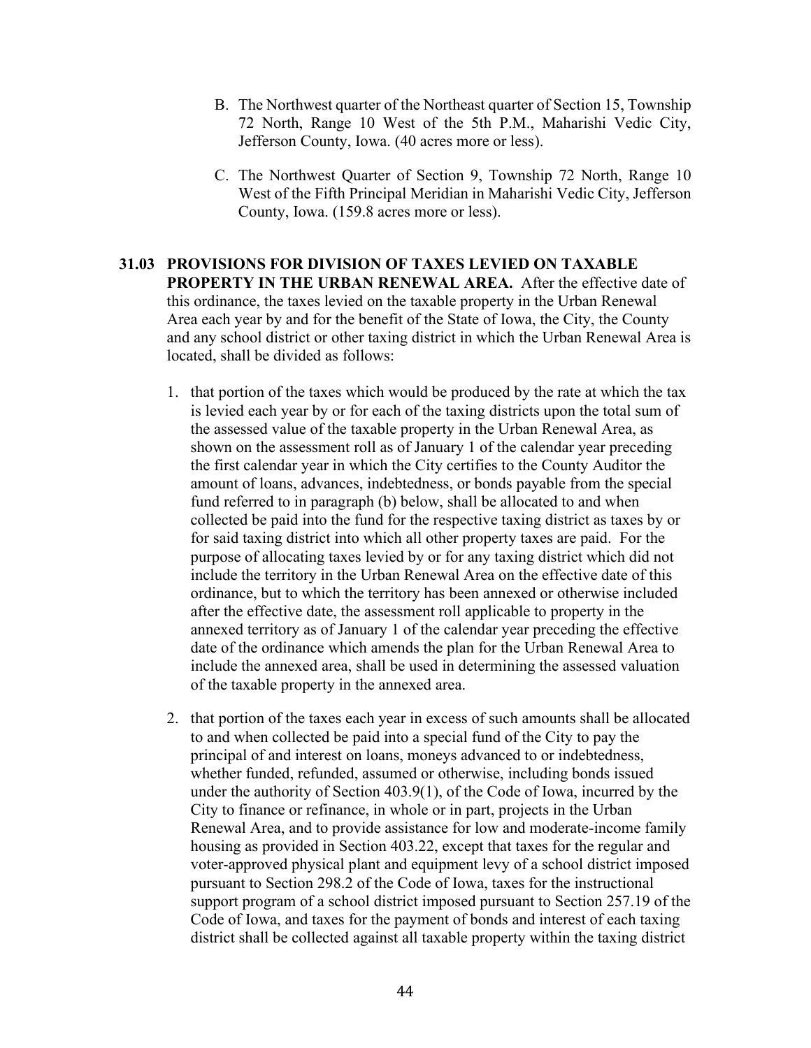B. The Northwest quarter of the Northeast quarter of Section 15, Township 72 North, Range 10 West of the 5th P.M., Maharishi Vedic City, Jefferson County, Iowa. (40 acres more or less).

C. The Northwest Quarter of Section 9, Township 72 North, Range 10 West of the Fifth Principal Meridian in Maharishi Vedic City, Jefferson County, Iowa. (159.8 acres more or less).

**31.03 PROVISIONS FOR DIVISION OF TAXES LEVIED ON TAXABLE PROPERTY IN THE URBAN RENEWAL AREA.** After the effective date of this ordinance, the taxes levied on the taxable property in the Urban Renewal Area each year by and for the benefit of the State of Iowa, the City, the County and any school district or other taxing district in which the Urban Renewal Area is located, shall be divided as follows:

1. that portion of the taxes which would be produced by the rate at which the tax is levied each year by or for each of the taxing districts upon the total sum of the assessed value of the taxable property in the Urban Renewal Area, as shown on the assessment roll as of January 1 of the calendar year preceding the first calendar year in which the City certifies to the County Auditor the amount of loans, advances, indebtedness, or bonds payable from the special fund referred to in paragraph (b) below, shall be allocated to and when collected be paid into the fund for the respective taxing district as taxes by or for said taxing district into which all other property taxes are paid. For the purpose of allocating taxes levied by or for any taxing district which did not include the territory in the Urban Renewal Area on the effective date of this ordinance, but to which the territory has been annexed or otherwise included after the effective date, the assessment roll applicable to property in the annexed territory as of January 1 of the calendar year preceding the effective date of the ordinance which amends the plan for the Urban Renewal Area to include the annexed area, shall be used in determining the assessed valuation of the taxable property in the annexed area.

2. that portion of the taxes each year in excess of such amounts shall be allocated to and when collected be paid into a special fund of the City to pay the principal of and interest on loans, moneys advanced to or indebtedness, whether funded, refunded, assumed or otherwise, including bonds issued under the authority of Section 403.9(1), of the Code of Iowa, incurred by the City to finance or refinance, in whole or in part, projects in the Urban Renewal Area, and to provide assistance for low and moderate-income family housing as provided in Section 403.22, except that taxes for the regular and voter-approved physical plant and equipment levy of a school district imposed pursuant to Section 298.2 of the Code of Iowa, taxes for the instructional support program of a school district imposed pursuant to Section 257.19 of the Code of Iowa, and taxes for the payment of bonds and interest of each taxing district shall be collected against all taxable property within the taxing district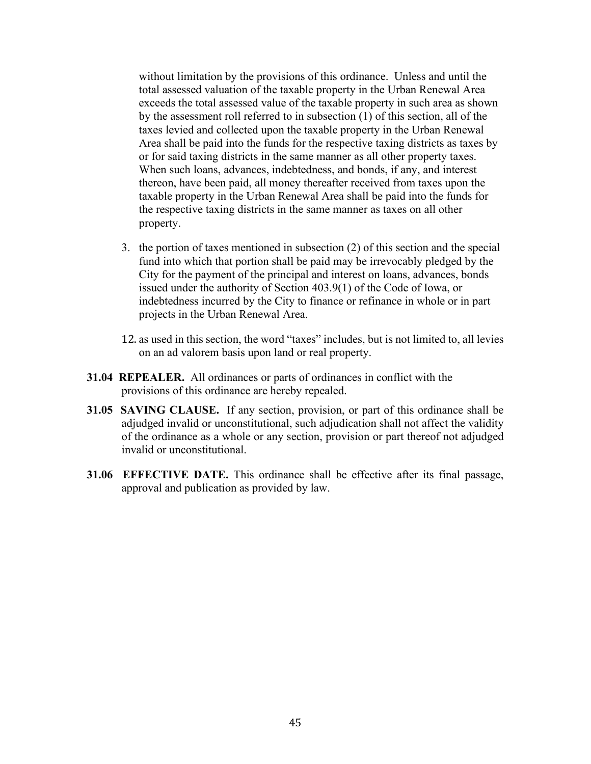without limitation by the provisions of this ordinance. Unless and until the total assessed valuation of the taxable property in the Urban Renewal Area exceeds the total assessed value of the taxable property in such area as shown by the assessment roll referred to in subsection (1) of this section, all of the taxes levied and collected upon the taxable property in the Urban Renewal Area shall be paid into the funds for the respective taxing districts as taxes by or for said taxing districts in the same manner as all other property taxes. When such loans, advances, indebtedness, and bonds, if any, and interest thereon, have been paid, all money thereafter received from taxes upon the taxable property in the Urban Renewal Area shall be paid into the funds for the respective taxing districts in the same manner as taxes on all other property.

3. the portion of taxes mentioned in subsection (2) of this section and the special fund into which that portion shall be paid may be irrevocably pledged by the City for the payment of the principal and interest on loans, advances, bonds issued under the authority of Section 403.9(1) of the Code of Iowa, or indebtedness incurred by the City to finance or refinance in whole or in part projects in the Urban Renewal Area.

12. as used in this section, the word "taxes" includes, but is not limited to, all levies on an ad valorem basis upon land or real property.

**31.04 REPEALER.** All ordinances or parts of ordinances in conflict with the provisions of this ordinance are hereby repealed.

**31.05 SAVING CLAUSE.** If any section, provision, or part of this ordinance shall be adjudged invalid or unconstitutional, such adjudication shall not affect the validity of the ordinance as a whole or any section, provision or part thereof not adjudged invalid or unconstitutional.

**31.06 EFFECTIVE DATE.** This ordinance shall be effective after its final passage, approval and publication as provided by law.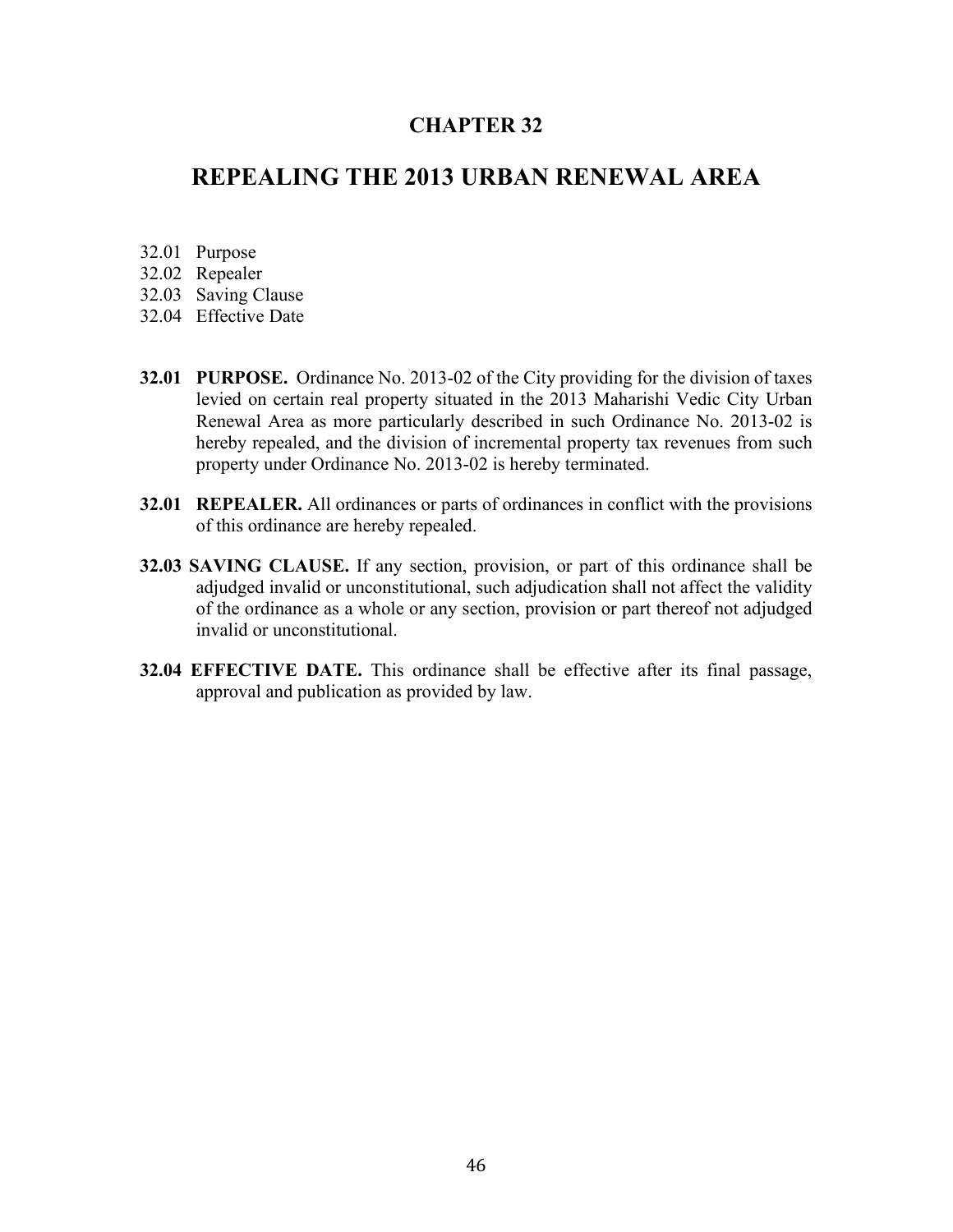# CHAPTER 32

## REPEALING THE 2013 URBAN RENEWAL AREA

32.01 Purpose
32.02 Repealer
32.03 Saving Clause
32.04 Effective Date

**32.01 PURPOSE.** Ordinance No. 2013-02 of the City providing for the division of taxes levied on certain real property situated in the 2013 Maharishi Vedic City Urban Renewal Area as more particularly described in such Ordinance No. 2013-02 is hereby repealed, and the division of incremental property tax revenues from such property under Ordinance No. 2013-02 is hereby terminated.

**32.01 REPEALER.** All ordinances or parts of ordinances in conflict with the provisions of this ordinance are hereby repealed.

**32.03 SAVING CLAUSE.** If any section, provision, or part of this ordinance shall be adjudged invalid or unconstitutional, such adjudication shall not affect the validity of the ordinance as a whole or any section, provision or part thereof not adjudged invalid or unconstitutional.

**32.04 EFFECTIVE DATE.** This ordinance shall be effective after its final passage, approval and publication as provided by law.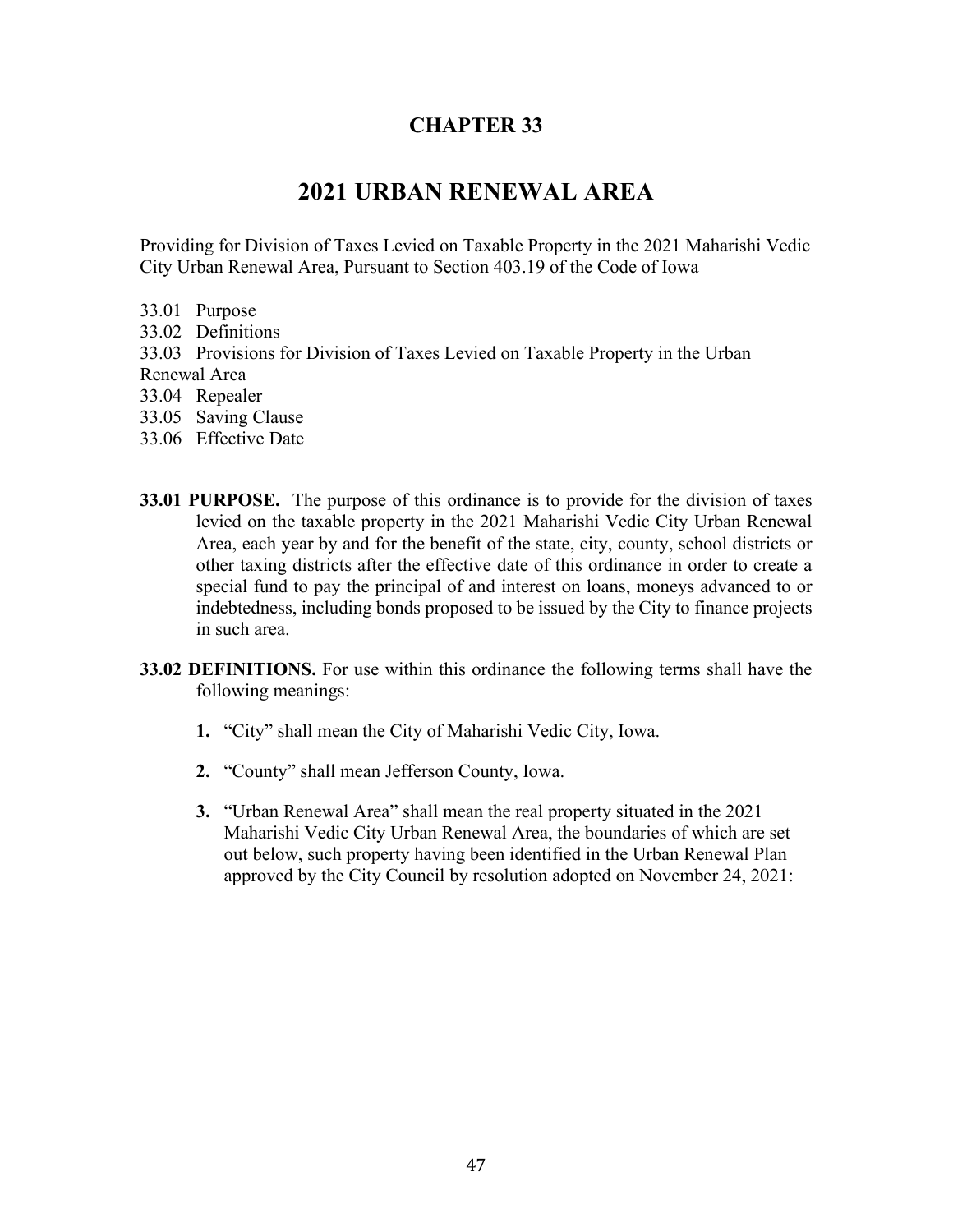# CHAPTER 33

# 2021 URBAN RENEWAL AREA

Providing for Division of Taxes Levied on Taxable Property in the 2021 Maharishi Vedic City Urban Renewal Area, Pursuant to Section 403.19 of the Code of Iowa

33.01 Purpose
33.02 Definitions
33.03 Provisions for Division of Taxes Levied on Taxable Property in the Urban Renewal Area
33.04 Repealer
33.05 Saving Clause
33.06 Effective Date

**33.01 PURPOSE.** The purpose of this ordinance is to provide for the division of taxes levied on the taxable property in the 2021 Maharishi Vedic City Urban Renewal Area, each year by and for the benefit of the state, city, county, school districts or other taxing districts after the effective date of this ordinance in order to create a special fund to pay the principal of and interest on loans, moneys advanced to or indebtedness, including bonds proposed to be issued by the City to finance projects in such area.

**33.02 DEFINITIONS.** For use within this ordinance the following terms shall have the following meanings:

**1.** "City" shall mean the City of Maharishi Vedic City, Iowa.

**2.** "County" shall mean Jefferson County, Iowa.

**3.** "Urban Renewal Area" shall mean the real property situated in the 2021 Maharishi Vedic City Urban Renewal Area, the boundaries of which are set out below, such property having been identified in the Urban Renewal Plan approved by the City Council by resolution adopted on November 24, 2021: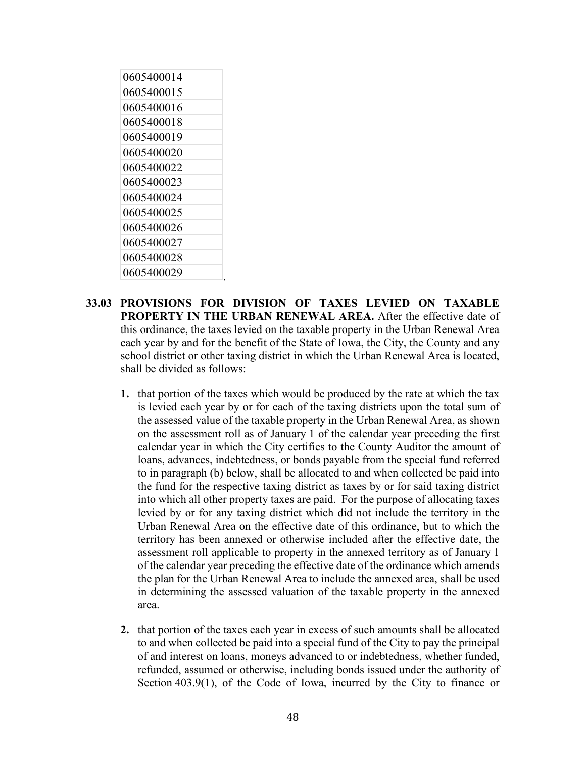| |
|---|
| 0605400014 |
| 0605400015 |
| 0605400016 |
| 0605400018 |
| 0605400019 |
| 0605400020 |
| 0605400022 |
| 0605400023 |
| 0605400024 |
| 0605400025 |
| 0605400026 |
| 0605400027 |
| 0605400028 |
| 0605400029 |

.

**33.03 PROVISIONS FOR DIVISION OF TAXES LEVIED ON TAXABLE PROPERTY IN THE URBAN RENEWAL AREA.** After the effective date of this ordinance, the taxes levied on the taxable property in the Urban Renewal Area each year by and for the benefit of the State of Iowa, the City, the County and any school district or other taxing district in which the Urban Renewal Area is located, shall be divided as follows:

**1.** that portion of the taxes which would be produced by the rate at which the tax is levied each year by or for each of the taxing districts upon the total sum of the assessed value of the taxable property in the Urban Renewal Area, as shown on the assessment roll as of January 1 of the calendar year preceding the first calendar year in which the City certifies to the County Auditor the amount of loans, advances, indebtedness, or bonds payable from the special fund referred to in paragraph (b) below, shall be allocated to and when collected be paid into the fund for the respective taxing district as taxes by or for said taxing district into which all other property taxes are paid. For the purpose of allocating taxes levied by or for any taxing district which did not include the territory in the Urban Renewal Area on the effective date of this ordinance, but to which the territory has been annexed or otherwise included after the effective date, the assessment roll applicable to property in the annexed territory as of January 1 of the calendar year preceding the effective date of the ordinance which amends the plan for the Urban Renewal Area to include the annexed area, shall be used in determining the assessed valuation of the taxable property in the annexed area.

**2.** that portion of the taxes each year in excess of such amounts shall be allocated to and when collected be paid into a special fund of the City to pay the principal of and interest on loans, moneys advanced to or indebtedness, whether funded, refunded, assumed or otherwise, including bonds issued under the authority of Section 403.9(1), of the Code of Iowa, incurred by the City to finance or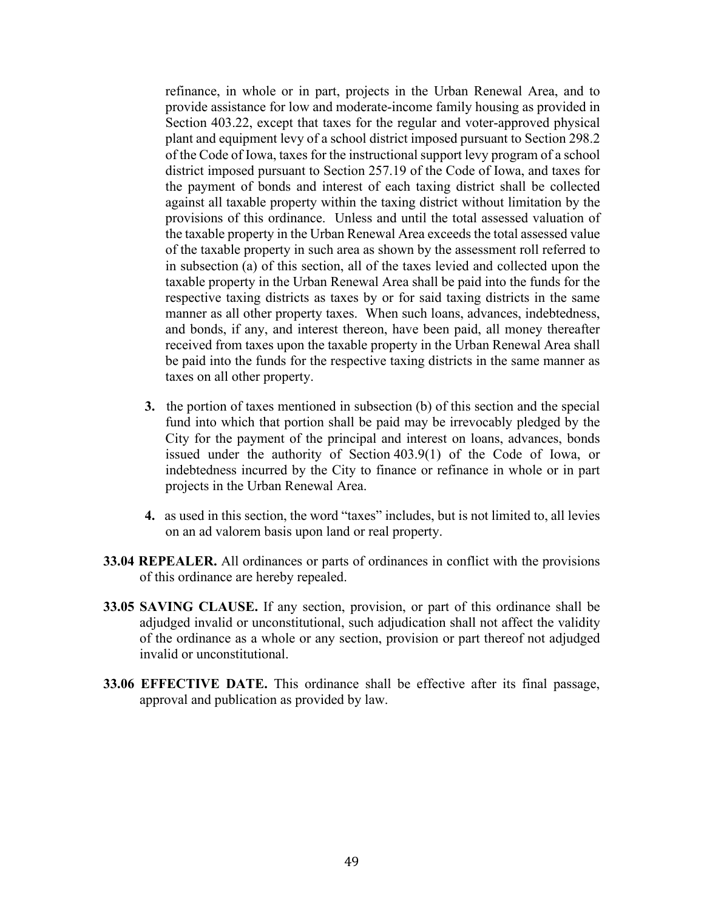refinance, in whole or in part, projects in the Urban Renewal Area, and to provide assistance for low and moderate-income family housing as provided in Section 403.22, except that taxes for the regular and voter-approved physical plant and equipment levy of a school district imposed pursuant to Section 298.2 of the Code of Iowa, taxes for the instructional support levy program of a school district imposed pursuant to Section 257.19 of the Code of Iowa, and taxes for the payment of bonds and interest of each taxing district shall be collected against all taxable property within the taxing district without limitation by the provisions of this ordinance. Unless and until the total assessed valuation of the taxable property in the Urban Renewal Area exceeds the total assessed value of the taxable property in such area as shown by the assessment roll referred to in subsection (a) of this section, all of the taxes levied and collected upon the taxable property in the Urban Renewal Area shall be paid into the funds for the respective taxing districts as taxes by or for said taxing districts in the same manner as all other property taxes. When such loans, advances, indebtedness, and bonds, if any, and interest thereon, have been paid, all money thereafter received from taxes upon the taxable property in the Urban Renewal Area shall be paid into the funds for the respective taxing districts in the same manner as taxes on all other property.

**3.** the portion of taxes mentioned in subsection (b) of this section and the special fund into which that portion shall be paid may be irrevocably pledged by the City for the payment of the principal and interest on loans, advances, bonds issued under the authority of Section 403.9(1) of the Code of Iowa, or indebtedness incurred by the City to finance or refinance in whole or in part projects in the Urban Renewal Area.

**4.** as used in this section, the word "taxes" includes, but is not limited to, all levies on an ad valorem basis upon land or real property.

**33.04 REPEALER.** All ordinances or parts of ordinances in conflict with the provisions of this ordinance are hereby repealed.

**33.05 SAVING CLAUSE.** If any section, provision, or part of this ordinance shall be adjudged invalid or unconstitutional, such adjudication shall not affect the validity of the ordinance as a whole or any section, provision or part thereof not adjudged invalid or unconstitutional.

**33.06 EFFECTIVE DATE.** This ordinance shall be effective after its final passage, approval and publication as provided by law.